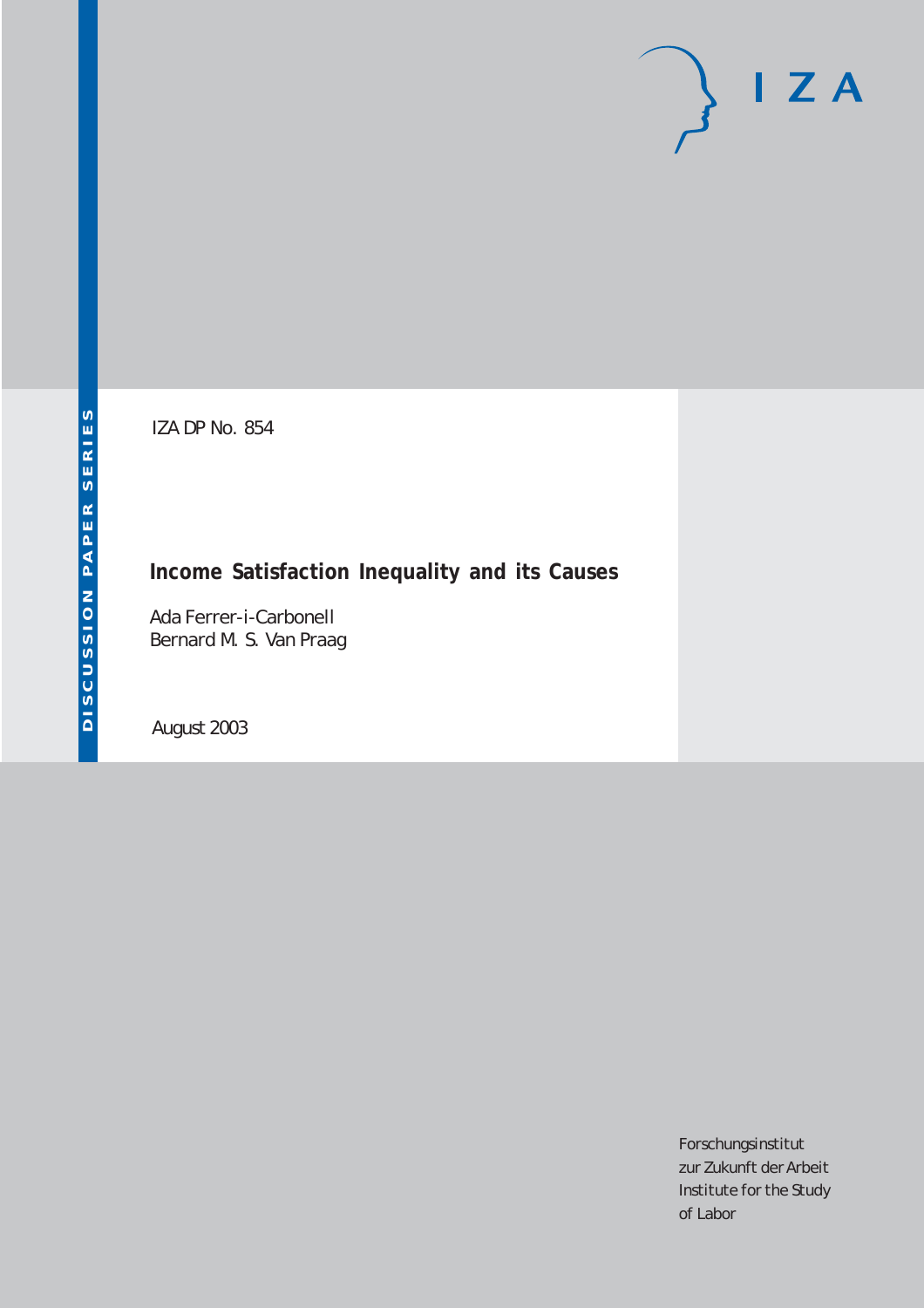IZA DP No. 854

# Income Satisfaction Inequality and its Causes

Ada Ferrer-i-Carbonell
Bernard M. S. Van Praag

August 2003

DISCUSSION PAPER SERIES

Forschungsinstitut
zur Zukunft der Arbeit
Institute for the Study
of Labor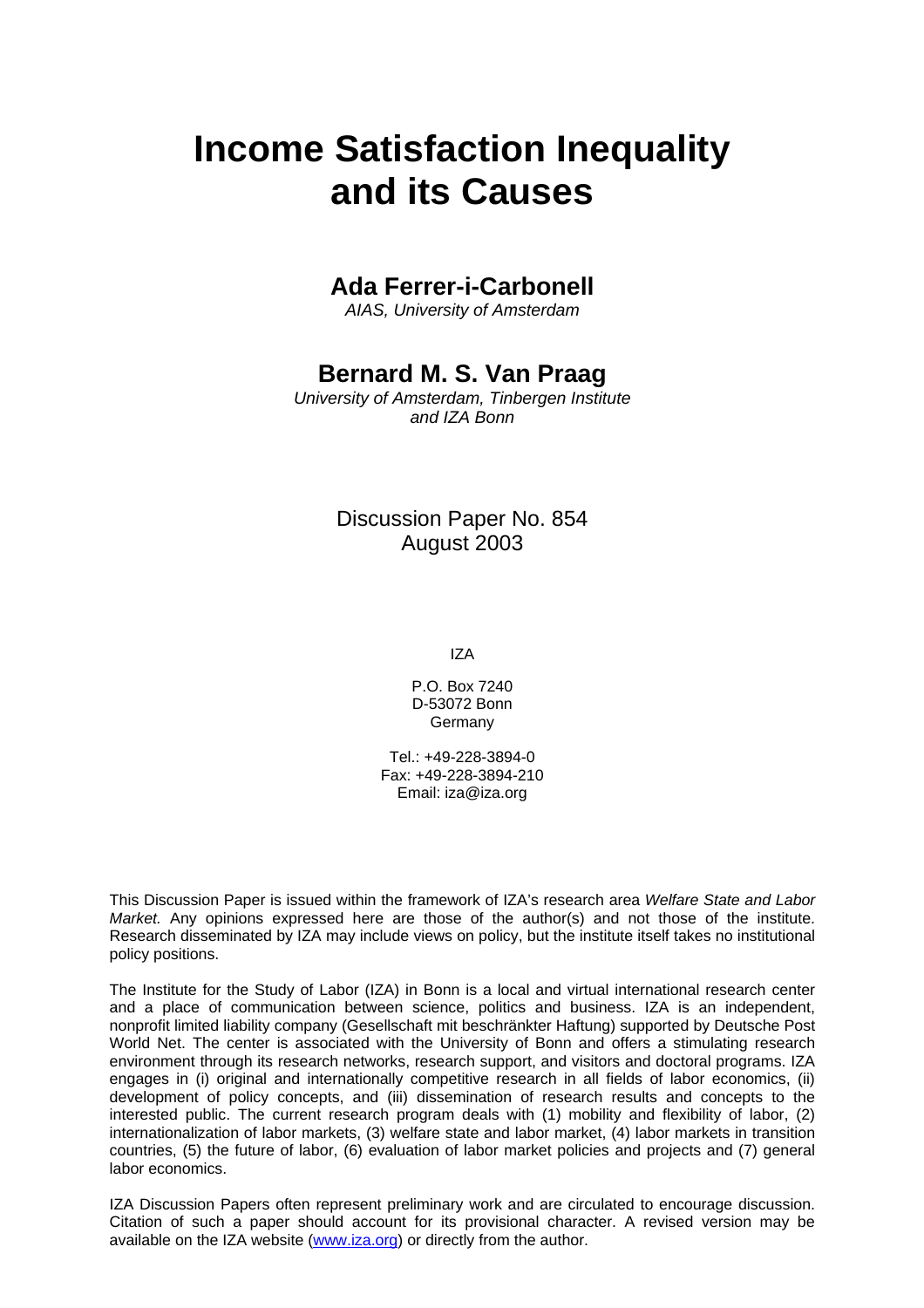# Income Satisfaction Inequality and its Causes

## Ada Ferrer-i-Carbonell

*AIAS, University of Amsterdam*

## Bernard M. S. Van Praag

*University of Amsterdam, Tinbergen Institute and IZA Bonn*

Discussion Paper No. 854
August 2003

IZA

P.O. Box 7240
D-53072 Bonn
Germany

Tel.: +49-228-3894-0
Fax: +49-228-3894-210
Email: iza@iza.org

This Discussion Paper is issued within the framework of IZA's research area *Welfare State and Labor Market.* Any opinions expressed here are those of the author(s) and not those of the institute. Research disseminated by IZA may include views on policy, but the institute itself takes no institutional policy positions.

The Institute for the Study of Labor (IZA) in Bonn is a local and virtual international research center and a place of communication between science, politics and business. IZA is an independent, nonprofit limited liability company (Gesellschaft mit beschränkter Haftung) supported by Deutsche Post World Net. The center is associated with the University of Bonn and offers a stimulating research environment through its research networks, research support, and visitors and doctoral programs. IZA engages in (i) original and internationally competitive research in all fields of labor economics, (ii) development of policy concepts, and (iii) dissemination of research results and concepts to the interested public. The current research program deals with (1) mobility and flexibility of labor, (2) internationalization of labor markets, (3) welfare state and labor market, (4) labor markets in transition countries, (5) the future of labor, (6) evaluation of labor market policies and projects and (7) general labor economics.

IZA Discussion Papers often represent preliminary work and are circulated to encourage discussion. Citation of such a paper should account for its provisional character. A revised version may be available on the IZA website (www.iza.org) or directly from the author.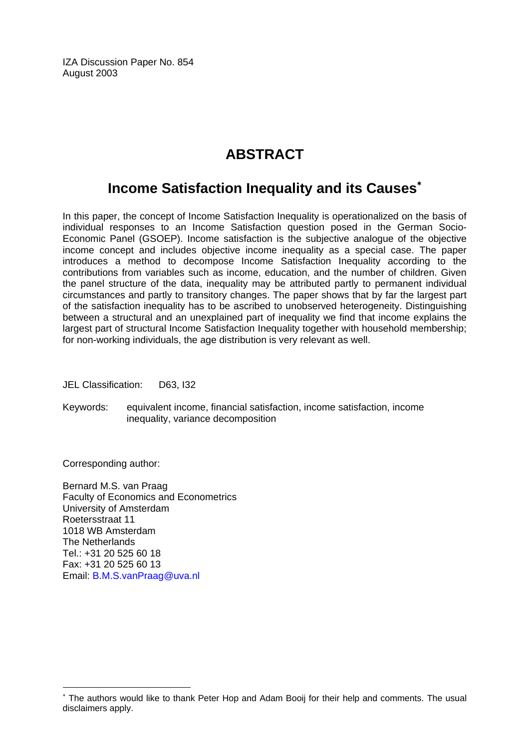IZA Discussion Paper No. 854
August 2003

# ABSTRACT

## Income Satisfaction Inequality and its Causes[*]

In this paper, the concept of Income Satisfaction Inequality is operationalized on the basis of individual responses to an Income Satisfaction question posed in the German Socio-Economic Panel (GSOEP). Income satisfaction is the subjective analogue of the objective income concept and includes objective income inequality as a special case. The paper introduces a method to decompose Income Satisfaction Inequality according to the contributions from variables such as income, education, and the number of children. Given the panel structure of the data, inequality may be attributed partly to permanent individual circumstances and partly to transitory changes. The paper shows that by far the largest part of the satisfaction inequality has to be ascribed to unobserved heterogeneity. Distinguishing between a structural and an unexplained part of inequality we find that income explains the largest part of structural Income Satisfaction Inequality together with household membership; for non-working individuals, the age distribution is very relevant as well.

JEL Classification: D63, I32

Keywords: equivalent income, financial satisfaction, income satisfaction, income inequality, variance decomposition

Corresponding author:

Bernard M.S. van Praag
Faculty of Economics and Econometrics
University of Amsterdam
Roetersstraat 11
1018 WB Amsterdam
The Netherlands
Tel.: +31 20 525 60 18
Fax: +31 20 525 60 13
Email: B.M.S.vanPraag@uva.nl

[*] The authors would like to thank Peter Hop and Adam Booij for their help and comments. The usual disclaimers apply.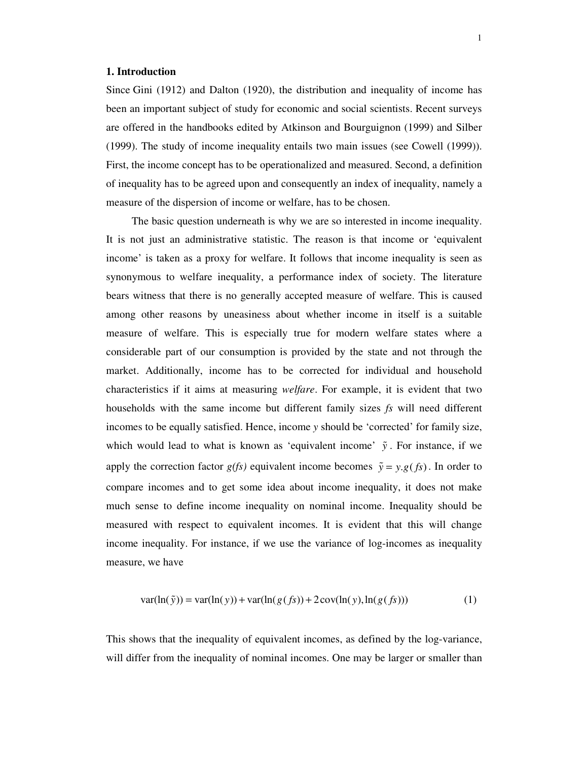## 1. Introduction

Since Gini (1912) and Dalton (1920), the distribution and inequality of income has been an important subject of study for economic and social scientists. Recent surveys are offered in the handbooks edited by Atkinson and Bourguignon (1999) and Silber (1999). The study of income inequality entails two main issues (see Cowell (1999)). First, the income concept has to be operationalized and measured. Second, a definition of inequality has to be agreed upon and consequently an index of inequality, namely a measure of the dispersion of income or welfare, has to be chosen.

The basic question underneath is why we are so interested in income inequality. It is not just an administrative statistic. The reason is that income or 'equivalent income' is taken as a proxy for welfare. It follows that income inequality is seen as synonymous to welfare inequality, a performance index of society. The literature bears witness that there is no generally accepted measure of welfare. This is caused among other reasons by uneasiness about whether income in itself is a suitable measure of welfare. This is especially true for modern welfare states where a considerable part of our consumption is provided by the state and not through the market. Additionally, income has to be corrected for individual and household characteristics if it aims at measuring *welfare*. For example, it is evident that two households with the same income but different family sizes *fs* will need different incomes to be equally satisfied. Hence, income *y* should be 'corrected' for family size, which would lead to what is known as 'equivalent income' $\tilde{y}$. For instance, if we apply the correction factor *g(fs)* equivalent income becomes $\tilde{y} = y.g(fs)$. In order to compare incomes and to get some idea about income inequality, it does not make much sense to define income inequality on nominal income. Inequality should be measured with respect to equivalent incomes. It is evident that this will change income inequality. For instance, if we use the variance of log-incomes as inequality measure, we have

$$\text{var}(\ln(\tilde{y})) = \text{var}(\ln(y)) + \text{var}(\ln(g(fs)) + 2\,\text{cov}(\ln(y), \ln(g(fs))) \qquad (1)$$

This shows that the inequality of equivalent incomes, as defined by the log-variance, will differ from the inequality of nominal incomes. One may be larger or smaller than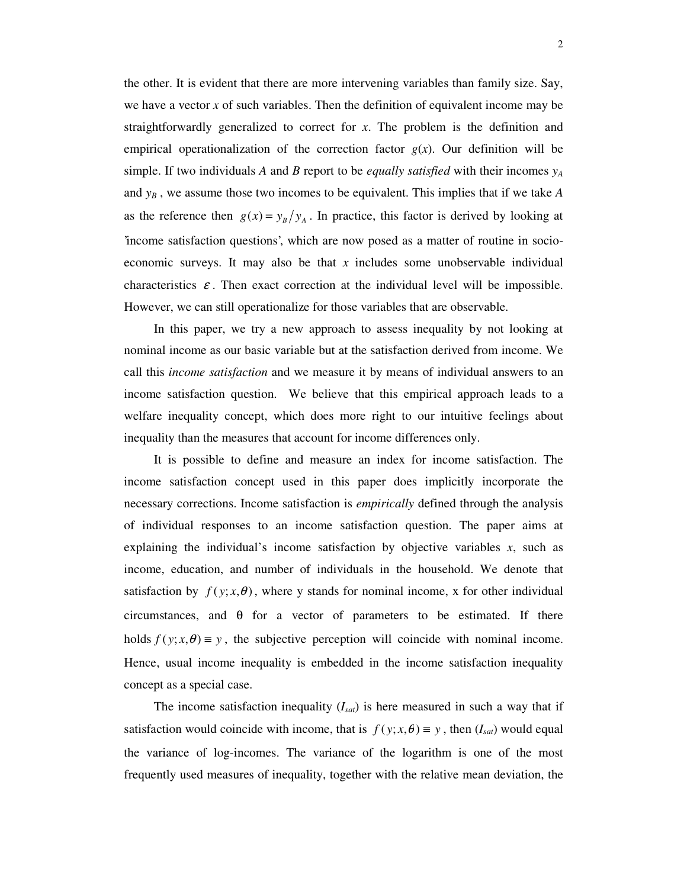the other. It is evident that there are more intervening variables than family size. Say, we have a vector *x* of such variables. Then the definition of equivalent income may be straightforwardly generalized to correct for *x*. The problem is the definition and empirical operationalization of the correction factor $g(x)$. Our definition will be simple. If two individuals *A* and *B* report to be *equally satisfied* with their incomes $y_A$ and $y_B$ , we assume those two incomes to be equivalent. This implies that if we take *A* as the reference then $g(x) = y_B / y_A$ . In practice, this factor is derived by looking at 'income satisfaction questions', which are now posed as a matter of routine in socio-economic surveys. It may also be that *x* includes some unobservable individual characteristics $\varepsilon$ . Then exact correction at the individual level will be impossible. However, we can still operationalize for those variables that are observable.

In this paper, we try a new approach to assess inequality by not looking at nominal income as our basic variable but at the satisfaction derived from income. We call this *income satisfaction* and we measure it by means of individual answers to an income satisfaction question. We believe that this empirical approach leads to a welfare inequality concept, which does more right to our intuitive feelings about inequality than the measures that account for income differences only.

It is possible to define and measure an index for income satisfaction. The income satisfaction concept used in this paper does implicitly incorporate the necessary corrections. Income satisfaction is *empirically* defined through the analysis of individual responses to an income satisfaction question. The paper aims at explaining the individual's income satisfaction by objective variables *x*, such as income, education, and number of individuals in the household. We denote that satisfaction by $f(y; x, \theta)$ , where y stands for nominal income, x for other individual circumstances, and $\theta$ for a vector of parameters to be estimated. If there holds $f(y; x, \theta) \equiv y$ , the subjective perception will coincide with nominal income. Hence, usual income inequality is embedded in the income satisfaction inequality concept as a special case.

The income satisfaction inequality ($I_{sat}$) is here measured in such a way that if satisfaction would coincide with income, that is $f(y; x, \theta) \equiv y$ , then ($I_{sat}$) would equal the variance of log-incomes. The variance of the logarithm is one of the most frequently used measures of inequality, together with the relative mean deviation, the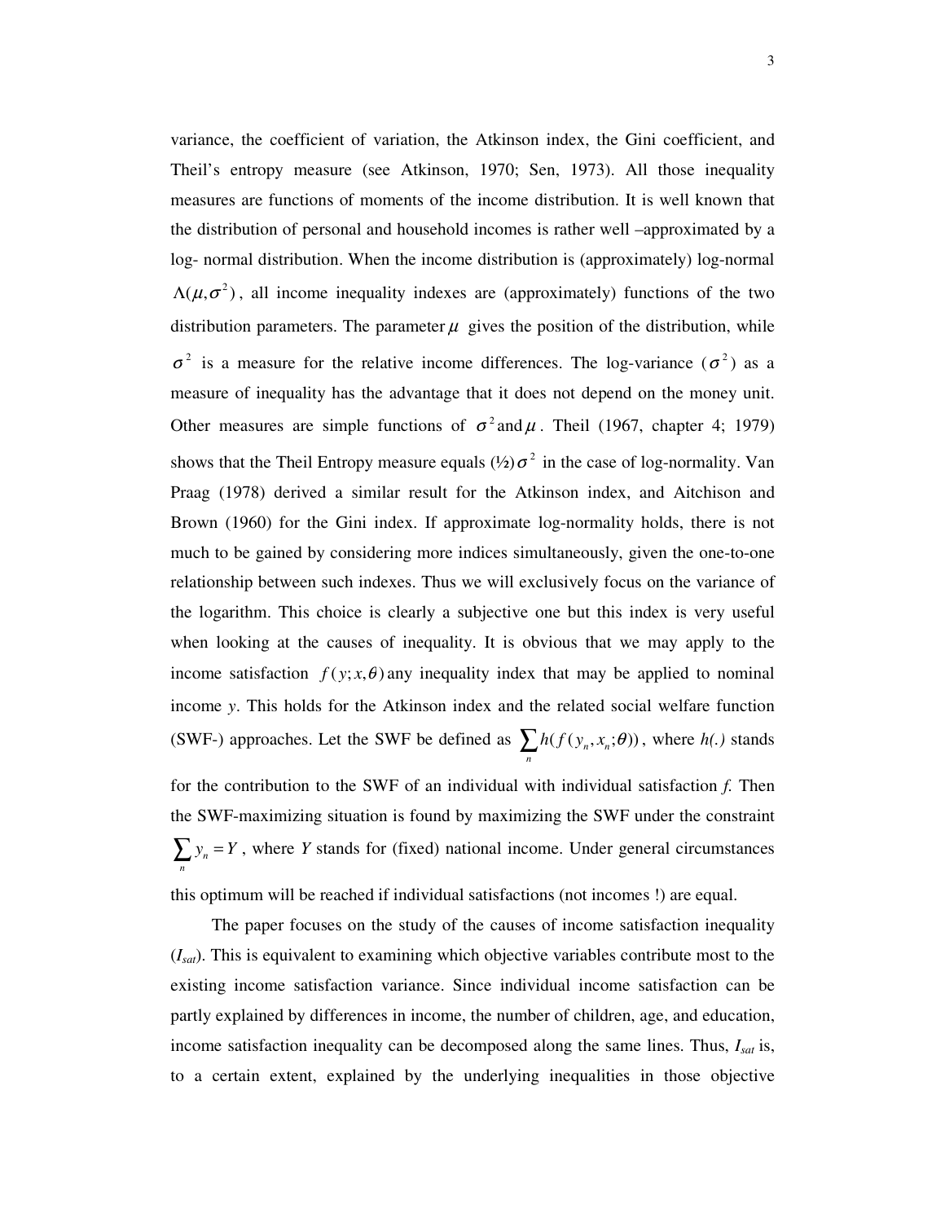variance, the coefficient of variation, the Atkinson index, the Gini coefficient, and Theil's entropy measure (see Atkinson, 1970; Sen, 1973). All those inequality measures are functions of moments of the income distribution. It is well known that the distribution of personal and household incomes is rather well –approximated by a log- normal distribution. When the income distribution is (approximately) log-normal $\Lambda(\mu,\sigma^2)$, all income inequality indexes are (approximately) functions of the two distribution parameters. The parameter $\mu$ gives the position of the distribution, while $\sigma^2$ is a measure for the relative income differences. The log-variance ($\sigma^2$) as a measure of inequality has the advantage that it does not depend on the money unit. Other measures are simple functions of $\sigma^2$ and $\mu$. Theil (1967, chapter 4; 1979) shows that the Theil Entropy measure equals $(½)\sigma^2$ in the case of log-normality. Van Praag (1978) derived a similar result for the Atkinson index, and Aitchison and Brown (1960) for the Gini index. If approximate log-normality holds, there is not much to be gained by considering more indices simultaneously, given the one-to-one relationship between such indexes. Thus we will exclusively focus on the variance of the logarithm. This choice is clearly a subjective one but this index is very useful when looking at the causes of inequality. It is obvious that we may apply to the income satisfaction $f(y;x,\theta)$ any inequality index that may be applied to nominal income *y*. This holds for the Atkinson index and the related social welfare function (SWF-) approaches. Let the SWF be defined as $\sum_n h(f(y_n, x_n;\theta))$, where *h(.)* stands for the contribution to the SWF of an individual with individual satisfaction *f.* Then the SWF-maximizing situation is found by maximizing the SWF under the constraint $\sum_n y_n = Y$, where *Y* stands for (fixed) national income. Under general circumstances this optimum will be reached if individual satisfactions (not incomes !) are equal.

The paper focuses on the study of the causes of income satisfaction inequality ($I_{sat}$). This is equivalent to examining which objective variables contribute most to the existing income satisfaction variance. Since individual income satisfaction can be partly explained by differences in income, the number of children, age, and education, income satisfaction inequality can be decomposed along the same lines. Thus, $I_{sat}$ is, to a certain extent, explained by the underlying inequalities in those objective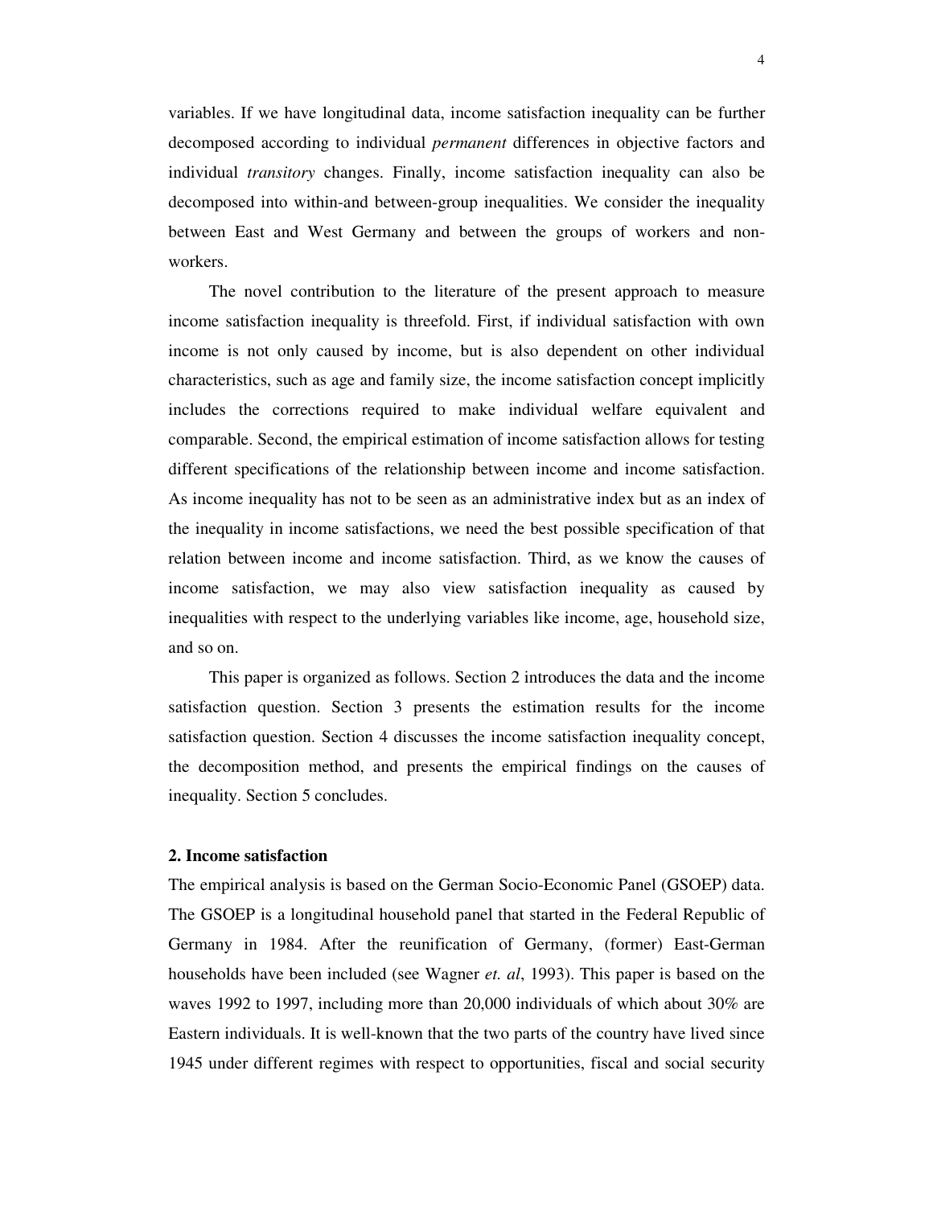variables. If we have longitudinal data, income satisfaction inequality can be further decomposed according to individual *permanent* differences in objective factors and individual *transitory* changes. Finally, income satisfaction inequality can also be decomposed into within-and between-group inequalities. We consider the inequality between East and West Germany and between the groups of workers and non-workers.

The novel contribution to the literature of the present approach to measure income satisfaction inequality is threefold. First, if individual satisfaction with own income is not only caused by income, but is also dependent on other individual characteristics, such as age and family size, the income satisfaction concept implicitly includes the corrections required to make individual welfare equivalent and comparable. Second, the empirical estimation of income satisfaction allows for testing different specifications of the relationship between income and income satisfaction. As income inequality has not to be seen as an administrative index but as an index of the inequality in income satisfactions, we need the best possible specification of that relation between income and income satisfaction. Third, as we know the causes of income satisfaction, we may also view satisfaction inequality as caused by inequalities with respect to the underlying variables like income, age, household size, and so on.

This paper is organized as follows. Section 2 introduces the data and the income satisfaction question. Section 3 presents the estimation results for the income satisfaction question. Section 4 discusses the income satisfaction inequality concept, the decomposition method, and presents the empirical findings on the causes of inequality. Section 5 concludes.

## 2. Income satisfaction

The empirical analysis is based on the German Socio-Economic Panel (GSOEP) data. The GSOEP is a longitudinal household panel that started in the Federal Republic of Germany in 1984. After the reunification of Germany, (former) East-German households have been included (see Wagner *et. al*, 1993). This paper is based on the waves 1992 to 1997, including more than 20,000 individuals of which about 30% are Eastern individuals. It is well-known that the two parts of the country have lived since 1945 under different regimes with respect to opportunities, fiscal and social security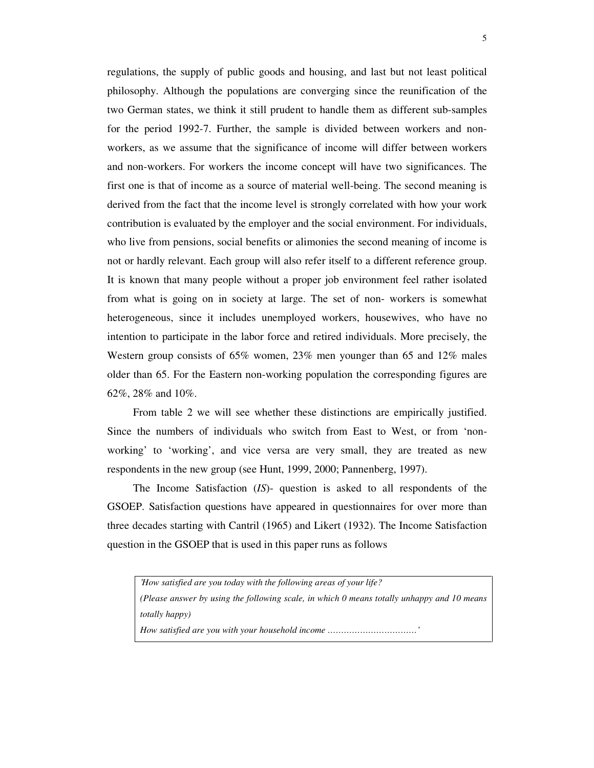regulations, the supply of public goods and housing, and last but not least political philosophy. Although the populations are converging since the reunification of the two German states, we think it still prudent to handle them as different sub-samples for the period 1992-7. Further, the sample is divided between workers and non-workers, as we assume that the significance of income will differ between workers and non-workers. For workers the income concept will have two significances. The first one is that of income as a source of material well-being. The second meaning is derived from the fact that the income level is strongly correlated with how your work contribution is evaluated by the employer and the social environment. For individuals, who live from pensions, social benefits or alimonies the second meaning of income is not or hardly relevant. Each group will also refer itself to a different reference group. It is known that many people without a proper job environment feel rather isolated from what is going on in society at large. The set of non- workers is somewhat heterogeneous, since it includes unemployed workers, housewives, who have no intention to participate in the labor force and retired individuals. More precisely, the Western group consists of 65% women, 23% men younger than 65 and 12% males older than 65. For the Eastern non-working population the corresponding figures are 62%, 28% and 10%.

From table 2 we will see whether these distinctions are empirically justified. Since the numbers of individuals who switch from East to West, or from 'non-working' to 'working', and vice versa are very small, they are treated as new respondents in the new group (see Hunt, 1999, 2000; Pannenberg, 1997).

The Income Satisfaction (*IS*)- question is asked to all respondents of the GSOEP. Satisfaction questions have appeared in questionnaires for over more than three decades starting with Cantril (1965) and Likert (1932). The Income Satisfaction question in the GSOEP that is used in this paper runs as follows

> *'How satisfied are you today with the following areas of your life?*
> *(Please answer by using the following scale, in which 0 means totally unhappy and 10 means totally happy)*
> *How satisfied are you with your household income ……………………………'*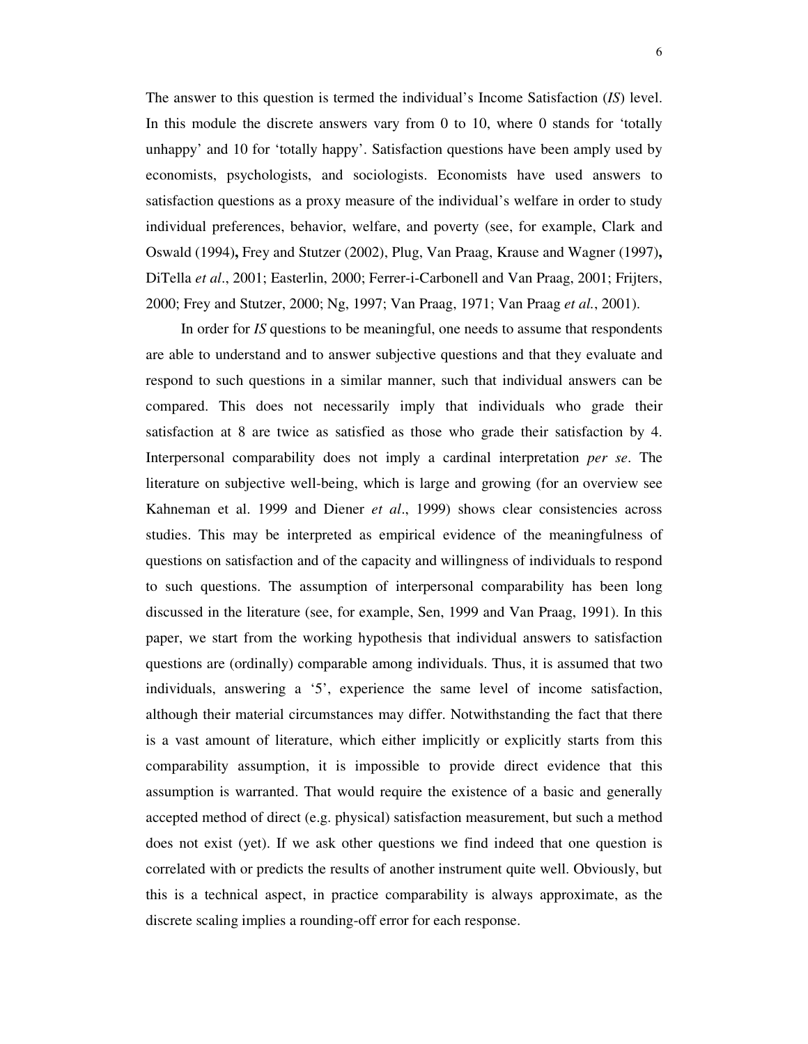The answer to this question is termed the individual's Income Satisfaction (*IS*) level. In this module the discrete answers vary from 0 to 10, where 0 stands for 'totally unhappy' and 10 for 'totally happy'. Satisfaction questions have been amply used by economists, psychologists, and sociologists. Economists have used answers to satisfaction questions as a proxy measure of the individual's welfare in order to study individual preferences, behavior, welfare, and poverty (see, for example, Clark and Oswald (1994)**,** Frey and Stutzer (2002), Plug, Van Praag, Krause and Wagner (1997)**,** DiTella *et al*., 2001; Easterlin, 2000; Ferrer-i-Carbonell and Van Praag, 2001; Frijters, 2000; Frey and Stutzer, 2000; Ng, 1997; Van Praag, 1971; Van Praag *et al.*, 2001).

In order for *IS* questions to be meaningful, one needs to assume that respondents are able to understand and to answer subjective questions and that they evaluate and respond to such questions in a similar manner, such that individual answers can be compared. This does not necessarily imply that individuals who grade their satisfaction at 8 are twice as satisfied as those who grade their satisfaction by 4. Interpersonal comparability does not imply a cardinal interpretation *per se*. The literature on subjective well-being, which is large and growing (for an overview see Kahneman et al. 1999 and Diener *et al*., 1999) shows clear consistencies across studies. This may be interpreted as empirical evidence of the meaningfulness of questions on satisfaction and of the capacity and willingness of individuals to respond to such questions. The assumption of interpersonal comparability has been long discussed in the literature (see, for example, Sen, 1999 and Van Praag, 1991). In this paper, we start from the working hypothesis that individual answers to satisfaction questions are (ordinally) comparable among individuals. Thus, it is assumed that two individuals, answering a '5', experience the same level of income satisfaction, although their material circumstances may differ. Notwithstanding the fact that there is a vast amount of literature, which either implicitly or explicitly starts from this comparability assumption, it is impossible to provide direct evidence that this assumption is warranted. That would require the existence of a basic and generally accepted method of direct (e.g. physical) satisfaction measurement, but such a method does not exist (yet). If we ask other questions we find indeed that one question is correlated with or predicts the results of another instrument quite well. Obviously, but this is a technical aspect, in practice comparability is always approximate, as the discrete scaling implies a rounding-off error for each response.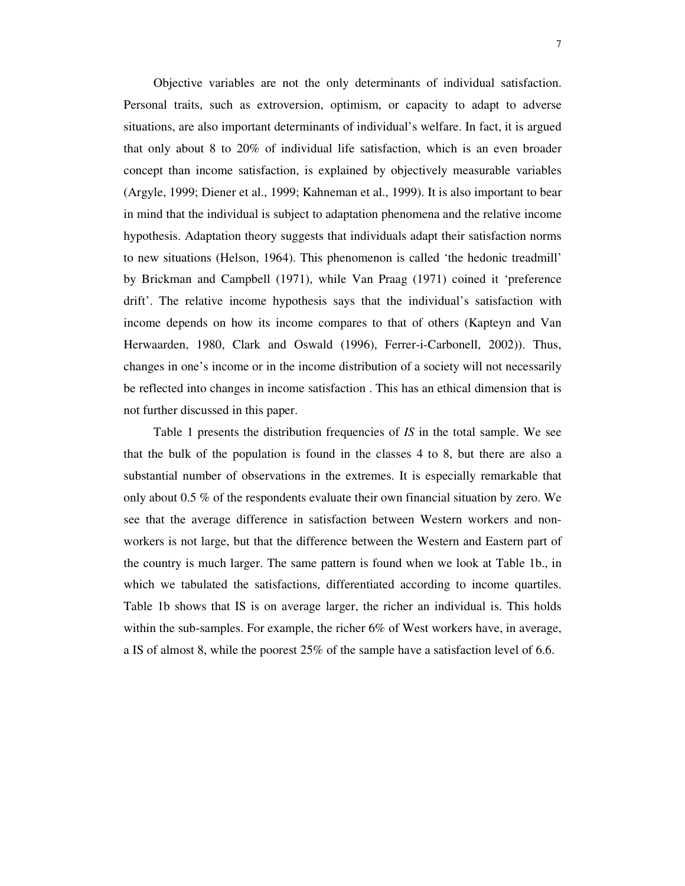Objective variables are not the only determinants of individual satisfaction. Personal traits, such as extroversion, optimism, or capacity to adapt to adverse situations, are also important determinants of individual's welfare. In fact, it is argued that only about 8 to 20% of individual life satisfaction, which is an even broader concept than income satisfaction, is explained by objectively measurable variables (Argyle, 1999; Diener et al., 1999; Kahneman et al., 1999). It is also important to bear in mind that the individual is subject to adaptation phenomena and the relative income hypothesis. Adaptation theory suggests that individuals adapt their satisfaction norms to new situations (Helson, 1964). This phenomenon is called 'the hedonic treadmill' by Brickman and Campbell (1971), while Van Praag (1971) coined it 'preference drift'. The relative income hypothesis says that the individual's satisfaction with income depends on how its income compares to that of others (Kapteyn and Van Herwaarden, 1980, Clark and Oswald (1996), Ferrer-i-Carbonell, 2002)). Thus, changes in one's income or in the income distribution of a society will not necessarily be reflected into changes in income satisfaction . This has an ethical dimension that is not further discussed in this paper.

Table 1 presents the distribution frequencies of *IS* in the total sample. We see that the bulk of the population is found in the classes 4 to 8, but there are also a substantial number of observations in the extremes. It is especially remarkable that only about 0.5 % of the respondents evaluate their own financial situation by zero. We see that the average difference in satisfaction between Western workers and non-workers is not large, but that the difference between the Western and Eastern part of the country is much larger. The same pattern is found when we look at Table 1b., in which we tabulated the satisfactions, differentiated according to income quartiles. Table 1b shows that IS is on average larger, the richer an individual is. This holds within the sub-samples. For example, the richer 6% of West workers have, in average, a IS of almost 8, while the poorest 25% of the sample have a satisfaction level of 6.6.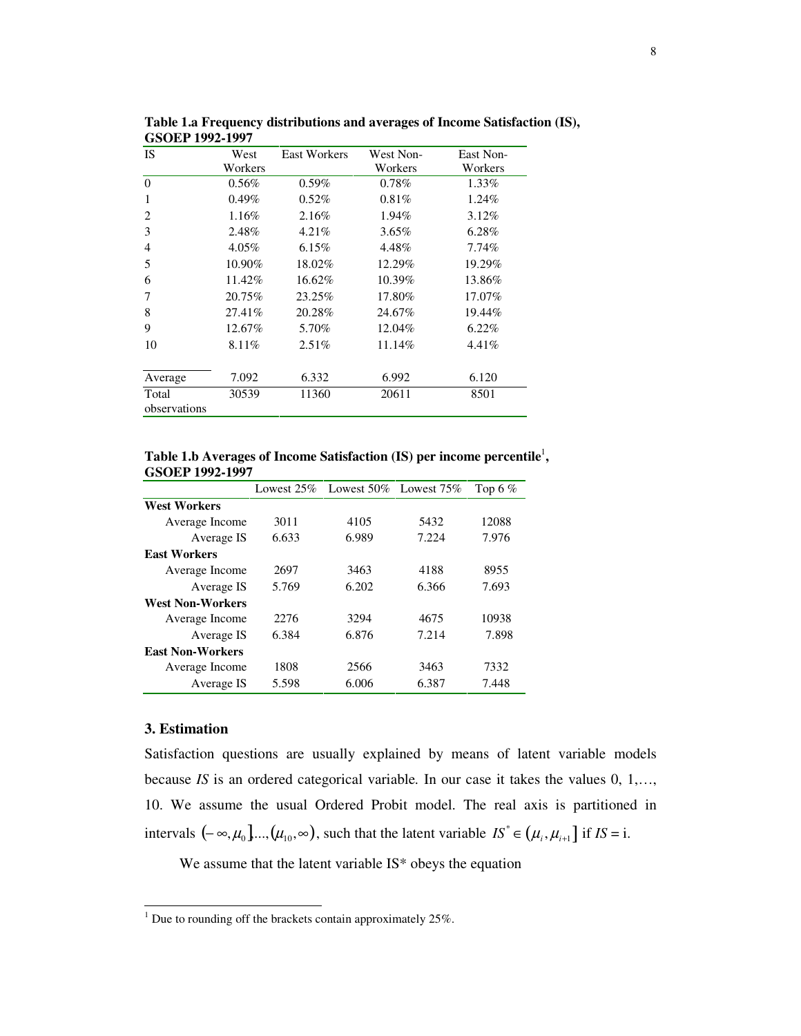**Table 1.a Frequency distributions and averages of Income Satisfaction (IS), GSOEP 1992-1997**

| IS | West Workers | East Workers | West Non-Workers | East Non-Workers |
|---|---|---|---|---|
| 0 | 0.56% | 0.59% | 0.78% | 1.33% |
| 1 | 0.49% | 0.52% | 0.81% | 1.24% |
| 2 | 1.16% | 2.16% | 1.94% | 3.12% |
| 3 | 2.48% | 4.21% | 3.65% | 6.28% |
| 4 | 4.05% | 6.15% | 4.48% | 7.74% |
| 5 | 10.90% | 18.02% | 12.29% | 19.29% |
| 6 | 11.42% | 16.62% | 10.39% | 13.86% |
| 7 | 20.75% | 23.25% | 17.80% | 17.07% |
| 8 | 27.41% | 20.28% | 24.67% | 19.44% |
| 9 | 12.67% | 5.70% | 12.04% | 6.22% |
| 10 | 8.11% | 2.51% | 11.14% | 4.41% |
| Average | 7.092 | 6.332 | 6.992 | 6.120 |
| Total observations | 30539 | 11360 | 20611 | 8501 |

**Table 1.b Averages of Income Satisfaction (IS) per income percentile[1], GSOEP 1992-1997**

| | Lowest 25% | Lowest 50% | Lowest 75% | Top 6 % |
|---|---|---|---|---|
| **West Workers** | | | | |
| Average Income | 3011 | 4105 | 5432 | 12088 |
| Average IS | 6.633 | 6.989 | 7.224 | 7.976 |
| **East Workers** | | | | |
| Average Income | 2697 | 3463 | 4188 | 8955 |
| Average IS | 5.769 | 6.202 | 6.366 | 7.693 |
| **West Non-Workers** | | | | |
| Average Income | 2276 | 3294 | 4675 | 10938 |
| Average IS | 6.384 | 6.876 | 7.214 | 7.898 |
| **East Non-Workers** | | | | |
| Average Income | 1808 | 2566 | 3463 | 7332 |
| Average IS | 5.598 | 6.006 | 6.387 | 7.448 |

### 3. Estimation

Satisfaction questions are usually explained by means of latent variable models because *IS* is an ordered categorical variable. In our case it takes the values 0, 1,…, 10. We assume the usual Ordered Probit model. The real axis is partitioned in intervals $(-\infty, \mu_0], \ldots, (\mu_{10}, \infty)$, such that the latent variable $IS^* \in (\mu_i, \mu_{i+1}]$ if $IS = \text{i}$.

We assume that the latent variable IS* obeys the equation

[1] Due to rounding off the brackets contain approximately 25%.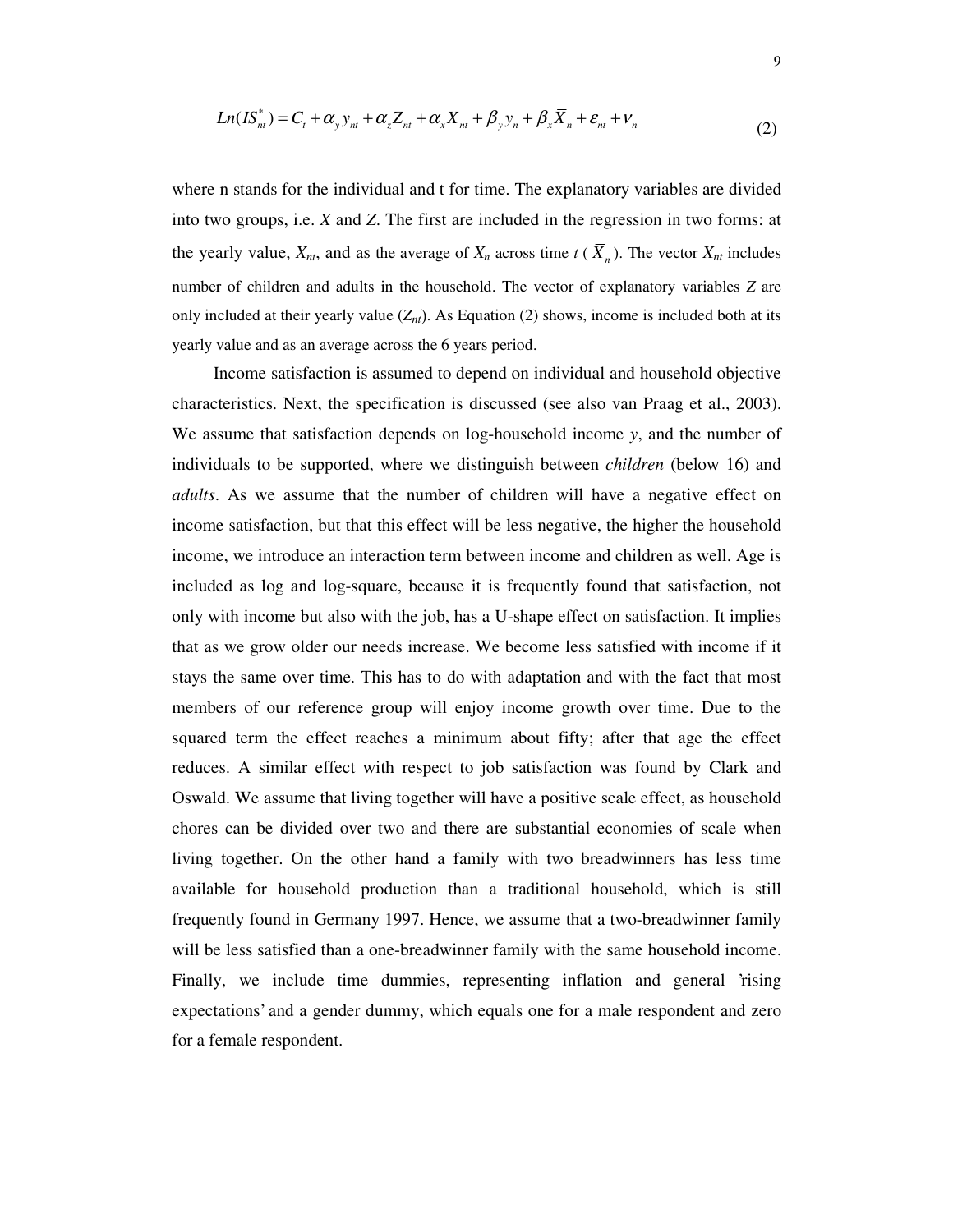$$Ln(IS_{nt}^{*}) = C_t + \alpha_y y_{nt} + \alpha_z Z_{nt} + \alpha_x X_{nt} + \beta_y \bar{y}_n + \beta_x \bar{X}_n + \varepsilon_{nt} + \nu_n \tag{2}$$

where n stands for the individual and t for time. The explanatory variables are divided into two groups, i.e. *X* and *Z*. The first are included in the regression in two forms: at the yearly value, $X_{nt}$, and as the average of $X_n$ across time *t* ($\bar{X}_n$). The vector $X_{nt}$ includes number of children and adults in the household. The vector of explanatory variables *Z* are only included at their yearly value ($Z_{nt}$). As Equation (2) shows, income is included both at its yearly value and as an average across the 6 years period.

Income satisfaction is assumed to depend on individual and household objective characteristics. Next, the specification is discussed (see also van Praag et al., 2003). We assume that satisfaction depends on log-household income *y*, and the number of individuals to be supported, where we distinguish between *children* (below 16) and *adults*. As we assume that the number of children will have a negative effect on income satisfaction, but that this effect will be less negative, the higher the household income, we introduce an interaction term between income and children as well. Age is included as log and log-square, because it is frequently found that satisfaction, not only with income but also with the job, has a U-shape effect on satisfaction. It implies that as we grow older our needs increase. We become less satisfied with income if it stays the same over time. This has to do with adaptation and with the fact that most members of our reference group will enjoy income growth over time. Due to the squared term the effect reaches a minimum about fifty; after that age the effect reduces. A similar effect with respect to job satisfaction was found by Clark and Oswald. We assume that living together will have a positive scale effect, as household chores can be divided over two and there are substantial economies of scale when living together. On the other hand a family with two breadwinners has less time available for household production than a traditional household, which is still frequently found in Germany 1997. Hence, we assume that a two-breadwinner family will be less satisfied than a one-breadwinner family with the same household income. Finally, we include time dummies, representing inflation and general 'rising expectations' and a gender dummy, which equals one for a male respondent and zero for a female respondent.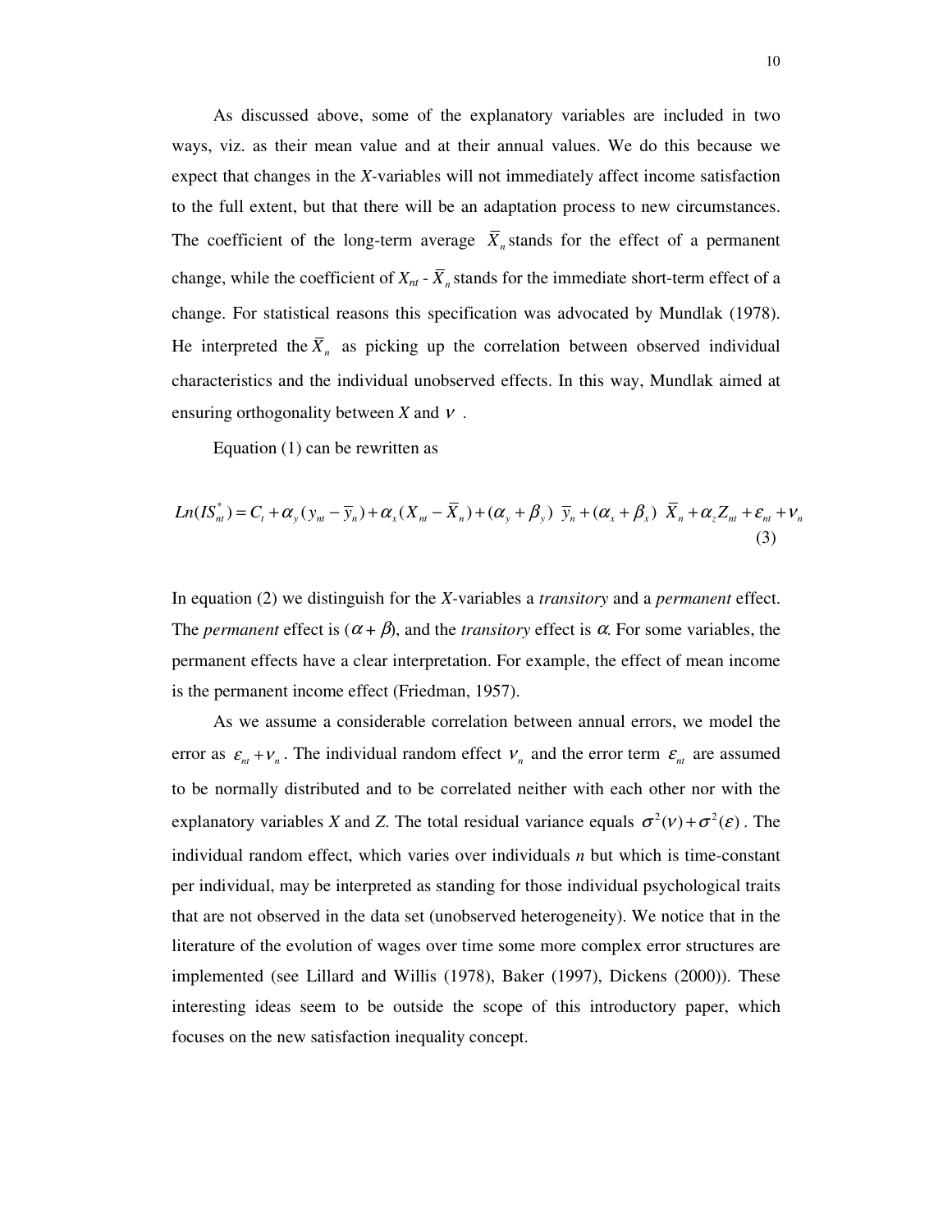As discussed above, some of the explanatory variables are included in two ways, viz. as their mean value and at their annual values. We do this because we expect that changes in the *X*-variables will not immediately affect income satisfaction to the full extent, but that there will be an adaptation process to new circumstances. The coefficient of the long-term average $\bar{X}_n$ stands for the effect of a permanent change, while the coefficient of $X_{nt}$ - $\bar{X}_n$ stands for the immediate short-term effect of a change. For statistical reasons this specification was advocated by Mundlak (1978). He interpreted the $\bar{X}_n$ as picking up the correlation between observed individual characteristics and the individual unobserved effects. In this way, Mundlak aimed at ensuring orthogonality between *X* and $\nu$ .

Equation (1) can be rewritten as

$$Ln(IS^*_{nt}) = C_t + \alpha_y(y_{nt} - \bar{y}_n) + \alpha_x(X_{nt} - \bar{X}_n) + (\alpha_y + \beta_y)\ \bar{y}_n + (\alpha_x + \beta_x)\ \bar{X}_n + \alpha_z Z_{nt} + \varepsilon_{nt} + \nu_n \tag{3}$$

In equation (2) we distinguish for the *X*-variables a *transitory* and a *permanent* effect. The *permanent* effect is ($\alpha + \beta$), and the *transitory* effect is $\alpha$. For some variables, the permanent effects have a clear interpretation. For example, the effect of mean income is the permanent income effect (Friedman, 1957).

As we assume a considerable correlation between annual errors, we model the error as $\varepsilon_{nt} + \nu_n$. The individual random effect $\nu_n$ and the error term $\varepsilon_{nt}$ are assumed to be normally distributed and to be correlated neither with each other nor with the explanatory variables *X* and *Z.* The total residual variance equals $\sigma^2(\nu) + \sigma^2(\varepsilon)$. The individual random effect, which varies over individuals *n* but which is time-constant per individual, may be interpreted as standing for those individual psychological traits that are not observed in the data set (unobserved heterogeneity). We notice that in the literature of the evolution of wages over time some more complex error structures are implemented (see Lillard and Willis (1978), Baker (1997), Dickens (2000)). These interesting ideas seem to be outside the scope of this introductory paper, which focuses on the new satisfaction inequality concept.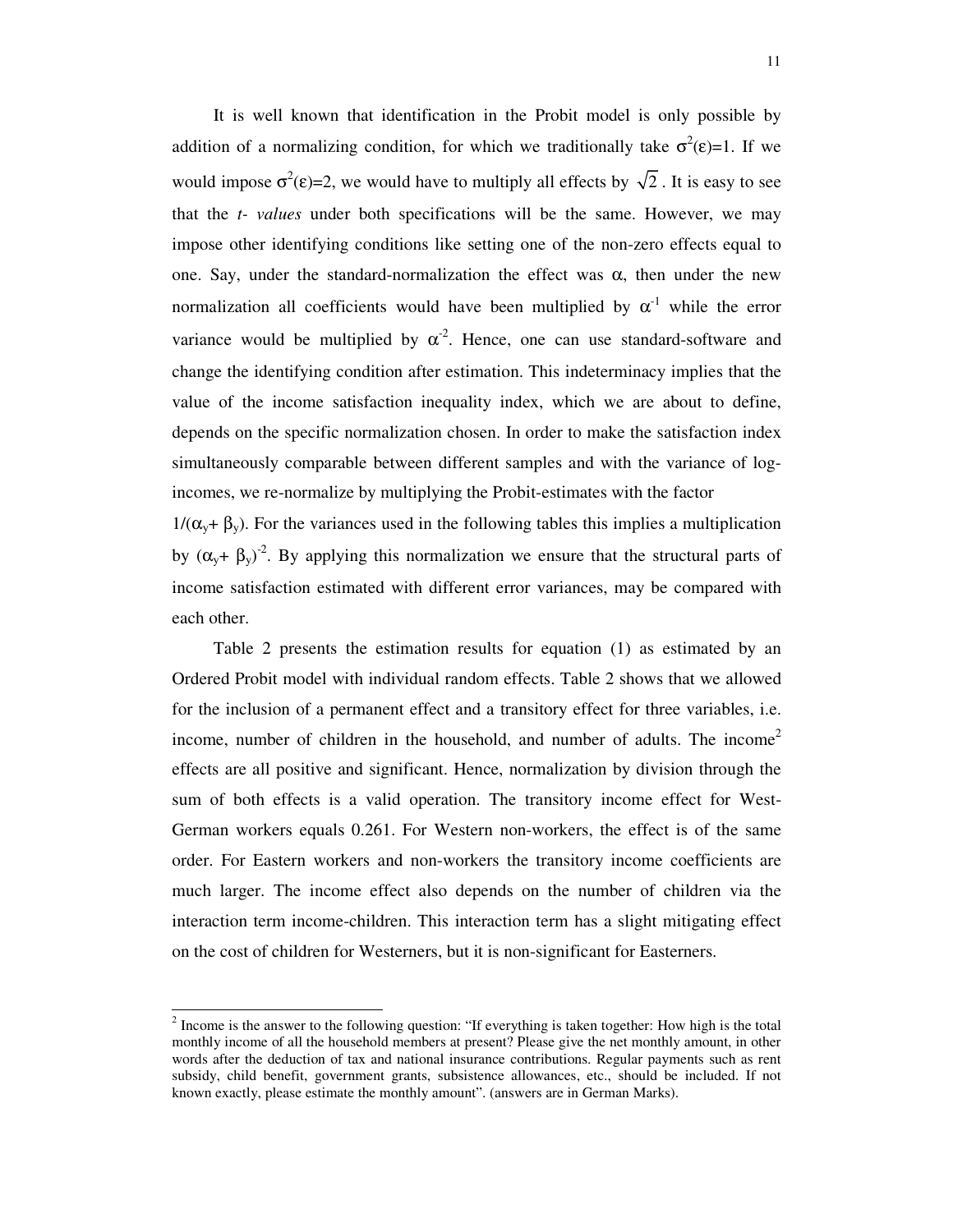It is well known that identification in the Probit model is only possible by addition of a normalizing condition, for which we traditionally take $\sigma^2(\varepsilon)=1$. If we would impose $\sigma^2(\varepsilon)=2$, we would have to multiply all effects by $\sqrt{2}$. It is easy to see that the *t- values* under both specifications will be the same. However, we may impose other identifying conditions like setting one of the non-zero effects equal to one. Say, under the standard-normalization the effect was $\alpha$, then under the new normalization all coefficients would have been multiplied by $\alpha^{-1}$ while the error variance would be multiplied by $\alpha^{-2}$. Hence, one can use standard-software and change the identifying condition after estimation. This indeterminacy implies that the value of the income satisfaction inequality index, which we are about to define, depends on the specific normalization chosen. In order to make the satisfaction index simultaneously comparable between different samples and with the variance of log-incomes, we re-normalize by multiplying the Probit-estimates with the factor $1/(\alpha_y+\beta_y)$. For the variances used in the following tables this implies a multiplication by $(\alpha_y+\beta_y)^{-2}$. By applying this normalization we ensure that the structural parts of income satisfaction estimated with different error variances, may be compared with each other.

Table 2 presents the estimation results for equation (1) as estimated by an Ordered Probit model with individual random effects. Table 2 shows that we allowed for the inclusion of a permanent effect and a transitory effect for three variables, i.e. income, number of children in the household, and number of adults. The income[2] effects are all positive and significant. Hence, normalization by division through the sum of both effects is a valid operation. The transitory income effect for West-German workers equals 0.261. For Western non-workers, the effect is of the same order. For Eastern workers and non-workers the transitory income coefficients are much larger. The income effect also depends on the number of children via the interaction term income-children. This interaction term has a slight mitigating effect on the cost of children for Westerners, but it is non-significant for Easterners.

[2] Income is the answer to the following question: "If everything is taken together: How high is the total monthly income of all the household members at present? Please give the net monthly amount, in other words after the deduction of tax and national insurance contributions. Regular payments such as rent subsidy, child benefit, government grants, subsistence allowances, etc., should be included. If not known exactly, please estimate the monthly amount". (answers are in German Marks).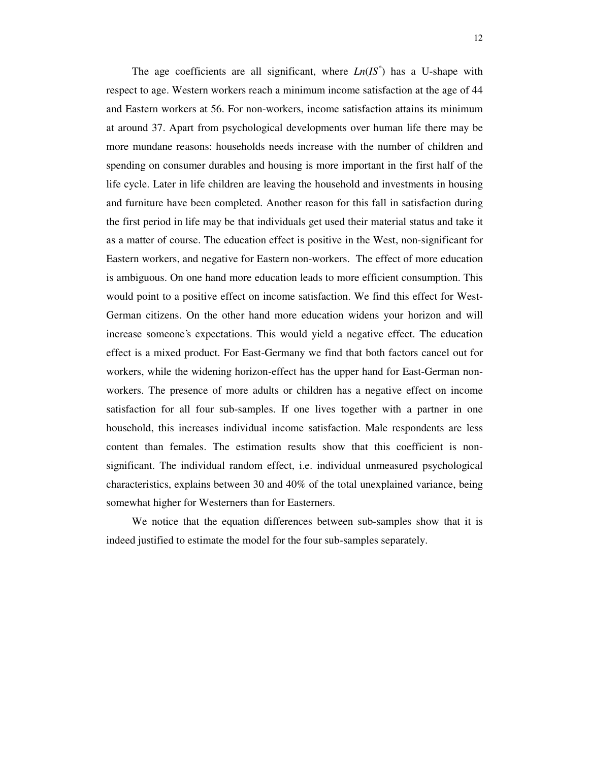The age coefficients are all significant, where $Ln(IS^{*})$ has a U-shape with respect to age. Western workers reach a minimum income satisfaction at the age of 44 and Eastern workers at 56. For non-workers, income satisfaction attains its minimum at around 37. Apart from psychological developments over human life there may be more mundane reasons: households needs increase with the number of children and spending on consumer durables and housing is more important in the first half of the life cycle. Later in life children are leaving the household and investments in housing and furniture have been completed. Another reason for this fall in satisfaction during the first period in life may be that individuals get used their material status and take it as a matter of course. The education effect is positive in the West, non-significant for Eastern workers, and negative for Eastern non-workers. The effect of more education is ambiguous. On one hand more education leads to more efficient consumption. This would point to a positive effect on income satisfaction. We find this effect for West-German citizens. On the other hand more education widens your horizon and will increase someone's expectations. This would yield a negative effect. The education effect is a mixed product. For East-Germany we find that both factors cancel out for workers, while the widening horizon-effect has the upper hand for East-German non-workers. The presence of more adults or children has a negative effect on income satisfaction for all four sub-samples. If one lives together with a partner in one household, this increases individual income satisfaction. Male respondents are less content than females. The estimation results show that this coefficient is non-significant. The individual random effect, i.e. individual unmeasured psychological characteristics, explains between 30 and 40% of the total unexplained variance, being somewhat higher for Westerners than for Easterners.

We notice that the equation differences between sub-samples show that it is indeed justified to estimate the model for the four sub-samples separately.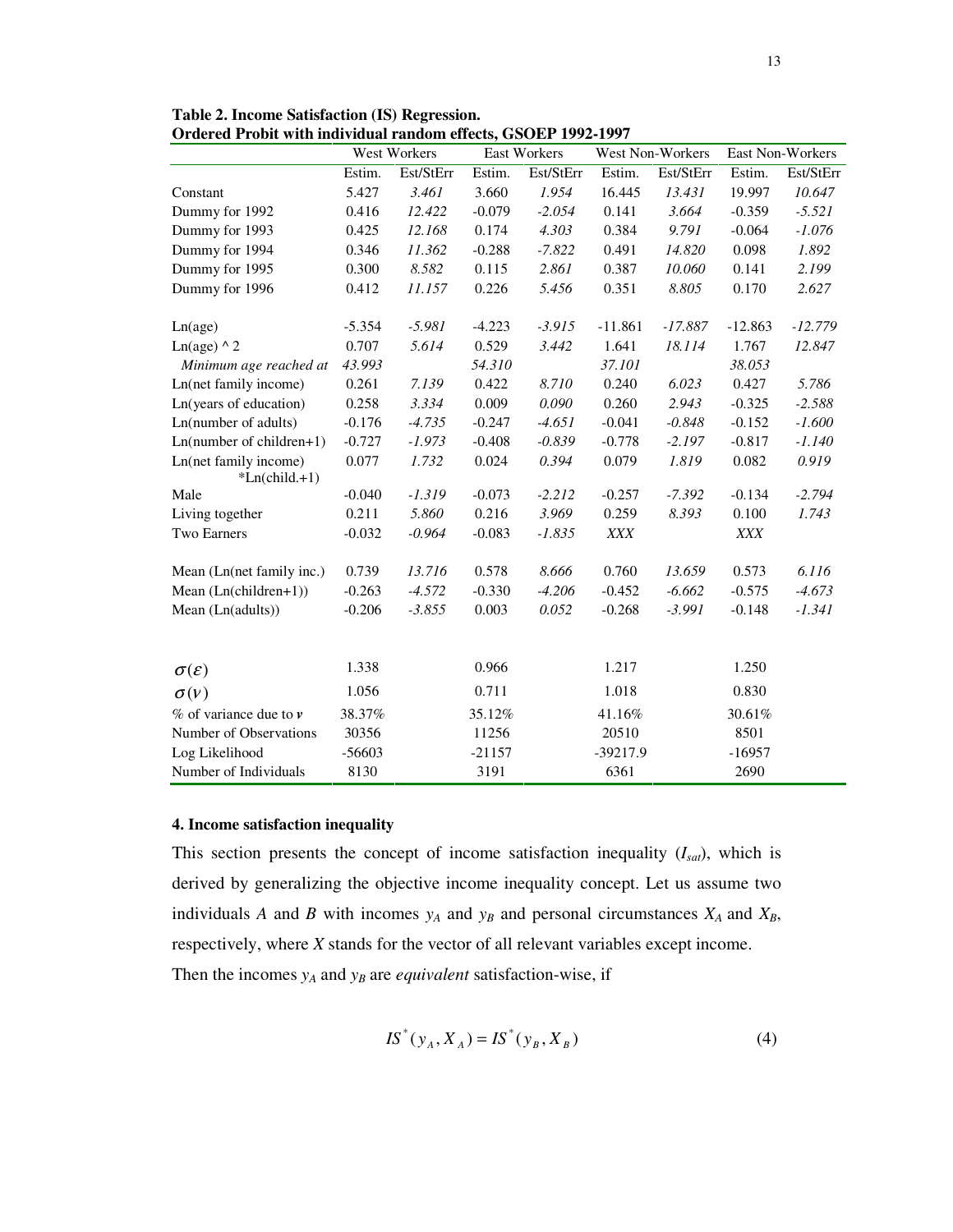**Table 2. Income Satisfaction (IS) Regression.**
**Ordered Probit with individual random effects, GSOEP 1992-1997**

| | West Workers | | East Workers | | West Non-Workers | | East Non-Workers | |
|---|---|---|---|---|---|---|---|---|
| | Estim. | Est/StErr | Estim. | Est/StErr | Estim. | Est/StErr | Estim. | Est/StErr |
| Constant | 5.427 | *3.461* | 3.660 | *1.954* | 16.445 | *13.431* | 19.997 | *10.647* |
| Dummy for 1992 | 0.416 | *12.422* | -0.079 | *-2.054* | 0.141 | *3.664* | -0.359 | *-5.521* |
| Dummy for 1993 | 0.425 | *12.168* | 0.174 | *4.303* | 0.384 | *9.791* | -0.064 | *-1.076* |
| Dummy for 1994 | 0.346 | *11.362* | -0.288 | *-7.822* | 0.491 | *14.820* | 0.098 | *1.892* |
| Dummy for 1995 | 0.300 | *8.582* | 0.115 | *2.861* | 0.387 | *10.060* | 0.141 | *2.199* |
| Dummy for 1996 | 0.412 | *11.157* | 0.226 | *5.456* | 0.351 | *8.805* | 0.170 | *2.627* |
| Ln(age) | -5.354 | *-5.981* | -4.223 | *-3.915* | -11.861 | *-17.887* | -12.863 | *-12.779* |
| Ln(age) ^ 2 | 0.707 | *5.614* | 0.529 | *3.442* | 1.641 | *18.114* | 1.767 | *12.847* |
| *Minimum age reached at* | *43.993* | | *54.310* | | *37.101* | | *38.053* | |
| Ln(net family income) | 0.261 | *7.139* | 0.422 | *8.710* | 0.240 | *6.023* | 0.427 | *5.786* |
| Ln(years of education) | 0.258 | *3.334* | 0.009 | *0.090* | 0.260 | *2.943* | -0.325 | *-2.588* |
| Ln(number of adults) | -0.176 | *-4.735* | -0.247 | *-4.651* | -0.041 | *-0.848* | -0.152 | *-1.600* |
| Ln(number of children+1) | -0.727 | *-1.973* | -0.408 | *-0.839* | -0.778 | *-2.197* | -0.817 | *-1.140* |
| Ln(net family income) *Ln(child.+1) | 0.077 | *1.732* | 0.024 | *0.394* | 0.079 | *1.819* | 0.082 | *0.919* |
| Male | -0.040 | *-1.319* | -0.073 | *-2.212* | -0.257 | *-7.392* | -0.134 | *-2.794* |
| Living together | 0.211 | *5.860* | 0.216 | *3.969* | 0.259 | *8.393* | 0.100 | *1.743* |
| Two Earners | -0.032 | *-0.964* | -0.083 | *-1.835* | *XXX* | | *XXX* | |
| Mean (Ln(net family inc.) | 0.739 | *13.716* | 0.578 | *8.666* | 0.760 | *13.659* | 0.573 | *6.116* |
| Mean (Ln(children+1)) | -0.263 | *-4.572* | -0.330 | *-4.206* | -0.452 | *-6.662* | -0.575 | *-4.673* |
| Mean (Ln(adults)) | -0.206 | *-3.855* | 0.003 | *0.052* | -0.268 | *-3.991* | -0.148 | *-1.341* |
| $\sigma(\varepsilon)$ | 1.338 | | 0.966 | | 1.217 | | 1.250 | |
| $\sigma(\nu)$ | 1.056 | | 0.711 | | 1.018 | | 0.830 | |
| % of variance due to $\nu$ | 38.37% | | 35.12% | | 41.16% | | 30.61% | |
| Number of Observations | 30356 | | 11256 | | 20510 | | 8501 | |
| Log Likelihood | -56603 | | -21157 | | -39217.9 | | -16957 | |
| Number of Individuals | 8130 | | 3191 | | 6361 | | 2690 | |

### 4. Income satisfaction inequality

This section presents the concept of income satisfaction inequality ($I_{sat}$), which is derived by generalizing the objective income inequality concept. Let us assume two individuals *A* and *B* with incomes $y_A$ and $y_B$ and personal circumstances $X_A$ and $X_B$, respectively, where *X* stands for the vector of all relevant variables except income. Then the incomes $y_A$ and $y_B$ are *equivalent* satisfaction-wise, if

$$IS^*(y_A, X_A) = IS^*(y_B, X_B) \tag{4}$$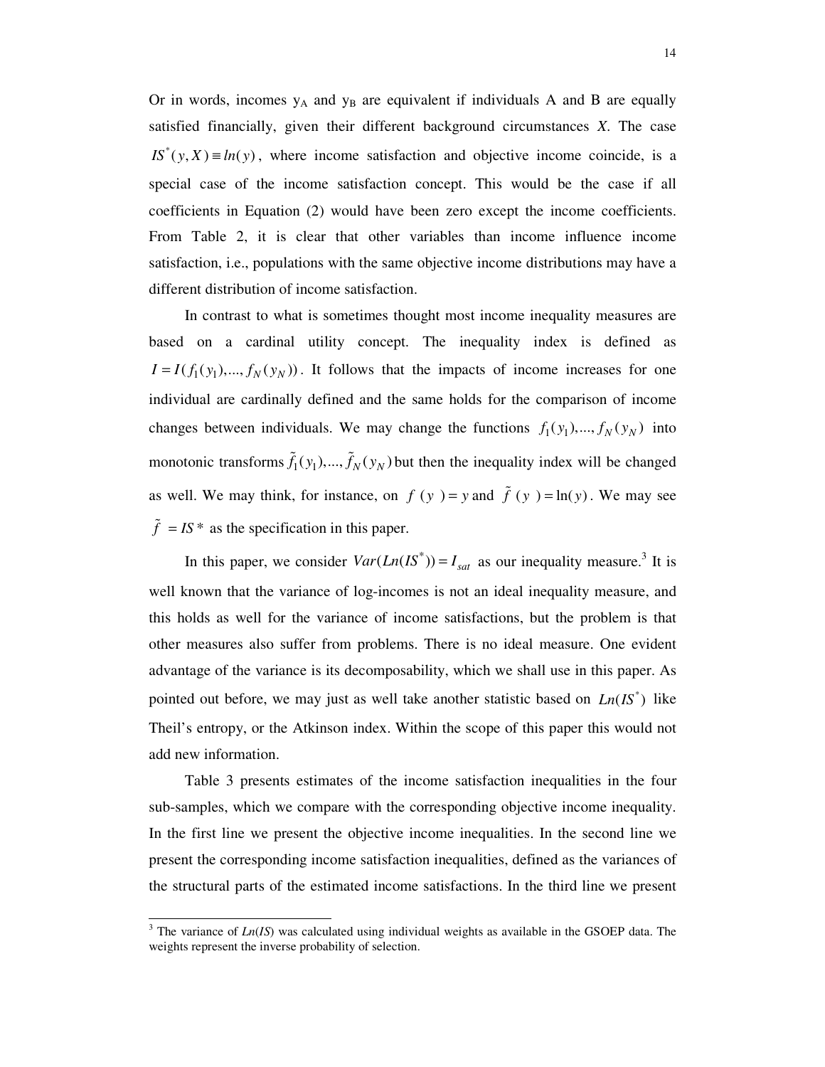Or in words, incomes $y_A$ and $y_B$ are equivalent if individuals A and B are equally satisfied financially, given their different background circumstances *X*. The case $IS^*(y, X) \equiv ln(y)$, where income satisfaction and objective income coincide, is a special case of the income satisfaction concept. This would be the case if all coefficients in Equation (2) would have been zero except the income coefficients. From Table 2, it is clear that other variables than income influence income satisfaction, i.e., populations with the same objective income distributions may have a different distribution of income satisfaction.

In contrast to what is sometimes thought most income inequality measures are based on a cardinal utility concept. The inequality index is defined as $I = I(f_1(y_1),..., f_N(y_N))$. It follows that the impacts of income increases for one individual are cardinally defined and the same holds for the comparison of income changes between individuals. We may change the functions $f_1(y_1),..., f_N(y_N)$ into monotonic transforms $\tilde{f}_1(y_1),..., \tilde{f}_N(y_N)$ but then the inequality index will be changed as well. We may think, for instance, on $f(y) = y$ and $\tilde{f}(y) = \ln(y)$. We may see $\tilde{f} = IS*$ as the specification in this paper.

In this paper, we consider $Var(Ln(IS^*)) = I_{sat}$ as our inequality measure.[3] It is well known that the variance of log-incomes is not an ideal inequality measure, and this holds as well for the variance of income satisfactions, but the problem is that other measures also suffer from problems. There is no ideal measure. One evident advantage of the variance is its decomposability, which we shall use in this paper. As pointed out before, we may just as well take another statistic based on $Ln(IS^*)$ like Theil's entropy, or the Atkinson index. Within the scope of this paper this would not add new information.

Table 3 presents estimates of the income satisfaction inequalities in the four sub-samples, which we compare with the corresponding objective income inequality. In the first line we present the objective income inequalities. In the second line we present the corresponding income satisfaction inequalities, defined as the variances of the structural parts of the estimated income satisfactions. In the third line we present

[3] The variance of *Ln*(*IS*) was calculated using individual weights as available in the GSOEP data. The weights represent the inverse probability of selection.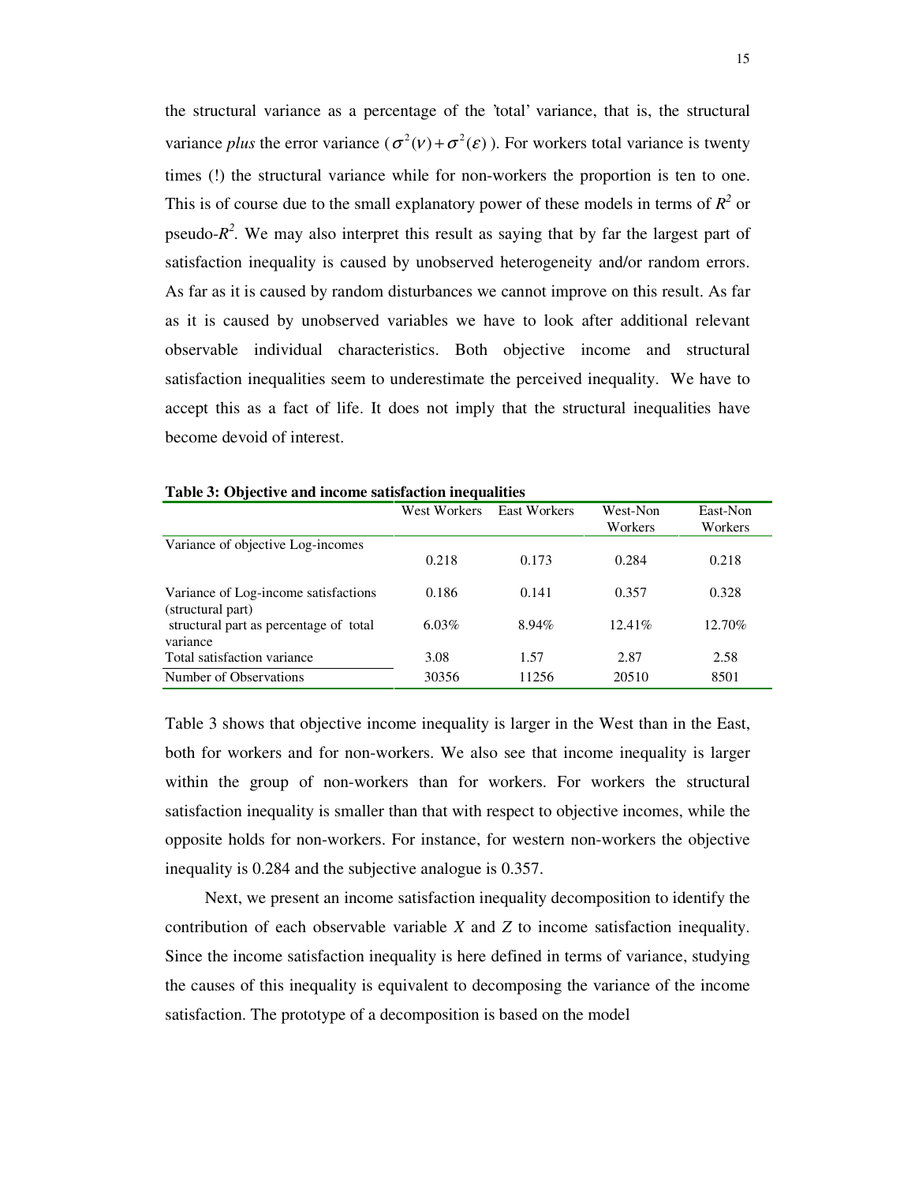the structural variance as a percentage of the 'total' variance, that is, the structural variance *plus* the error variance ($\sigma^2(v)+\sigma^2(\varepsilon)$). For workers total variance is twenty times (!) the structural variance while for non-workers the proportion is ten to one. This is of course due to the small explanatory power of these models in terms of $R^2$ or pseudo-$R^2$. We may also interpret this result as saying that by far the largest part of satisfaction inequality is caused by unobserved heterogeneity and/or random errors. As far as it is caused by random disturbances we cannot improve on this result. As far as it is caused by unobserved variables we have to look after additional relevant observable individual characteristics. Both objective income and structural satisfaction inequalities seem to underestimate the perceived inequality. We have to accept this as a fact of life. It does not imply that the structural inequalities have become devoid of interest.

**Table 3: Objective and income satisfaction inequalities**

| | West Workers | East Workers | West-Non Workers | East-Non Workers |
|---|---|---|---|---|
| Variance of objective Log-incomes | 0.218 | 0.173 | 0.284 | 0.218 |
| Variance of Log-income satisfactions (structural part) | 0.186 | 0.141 | 0.357 | 0.328 |
| structural part as percentage of total variance | 6.03% | 8.94% | 12.41% | 12.70% |
| Total satisfaction variance | 3.08 | 1.57 | 2.87 | 2.58 |
| Number of Observations | 30356 | 11256 | 20510 | 8501 |

Table 3 shows that objective income inequality is larger in the West than in the East, both for workers and for non-workers. We also see that income inequality is larger within the group of non-workers than for workers. For workers the structural satisfaction inequality is smaller than that with respect to objective incomes, while the opposite holds for non-workers. For instance, for western non-workers the objective inequality is 0.284 and the subjective analogue is 0.357.

Next, we present an income satisfaction inequality decomposition to identify the contribution of each observable variable $X$ and $Z$ to income satisfaction inequality. Since the income satisfaction inequality is here defined in terms of variance, studying the causes of this inequality is equivalent to decomposing the variance of the income satisfaction. The prototype of a decomposition is based on the model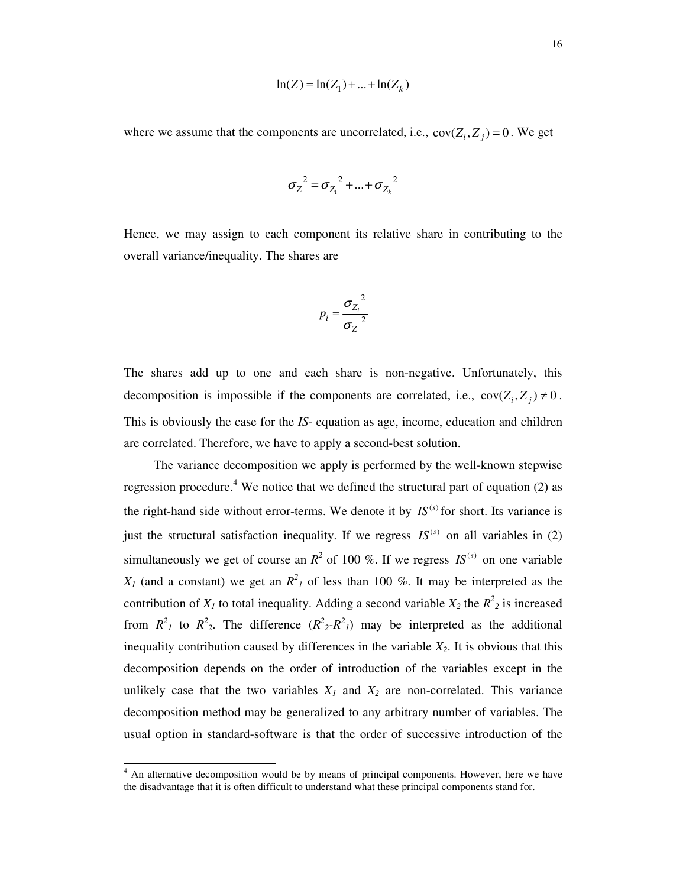$$\ln(Z) = \ln(Z_1) + ... + \ln(Z_k)$$

where we assume that the components are uncorrelated, i.e., $\text{cov}(Z_i, Z_j) = 0$. We get

$$\sigma_Z^{\ 2} = \sigma_{Z_1}^{\ 2} + ... + \sigma_{Z_k}^{\ 2}$$

Hence, we may assign to each component its relative share in contributing to the overall variance/inequality. The shares are

$$p_i = \frac{\sigma_{Z_i}^{\ 2}}{\sigma_Z^{\ 2}}$$

The shares add up to one and each share is non-negative. Unfortunately, this decomposition is impossible if the components are correlated, i.e., $\text{cov}(Z_i, Z_j) \neq 0$. This is obviously the case for the *IS*- equation as age, income, education and children are correlated. Therefore, we have to apply a second-best solution.

The variance decomposition we apply is performed by the well-known stepwise regression procedure.[4] We notice that we defined the structural part of equation (2) as the right-hand side without error-terms. We denote it by $IS^{(s)}$ for short. Its variance is just the structural satisfaction inequality. If we regress $IS^{(s)}$ on all variables in (2) simultaneously we get of course an $R^2$ of 100 %. If we regress $IS^{(s)}$ on one variable $X_1$ (and a constant) we get an $R^2_1$ of less than 100 %. It may be interpreted as the contribution of $X_1$ to total inequality. Adding a second variable $X_2$ the $R^2_2$ is increased from $R^2_1$ to $R^2_2$. The difference ($R^2_2$-$R^2_1$) may be interpreted as the additional inequality contribution caused by differences in the variable $X_2$. It is obvious that this decomposition depends on the order of introduction of the variables except in the unlikely case that the two variables $X_1$ and $X_2$ are non-correlated. This variance decomposition method may be generalized to any arbitrary number of variables. The usual option in standard-software is that the order of successive introduction of the

---

[4] An alternative decomposition would be by means of principal components. However, here we have the disadvantage that it is often difficult to understand what these principal components stand for.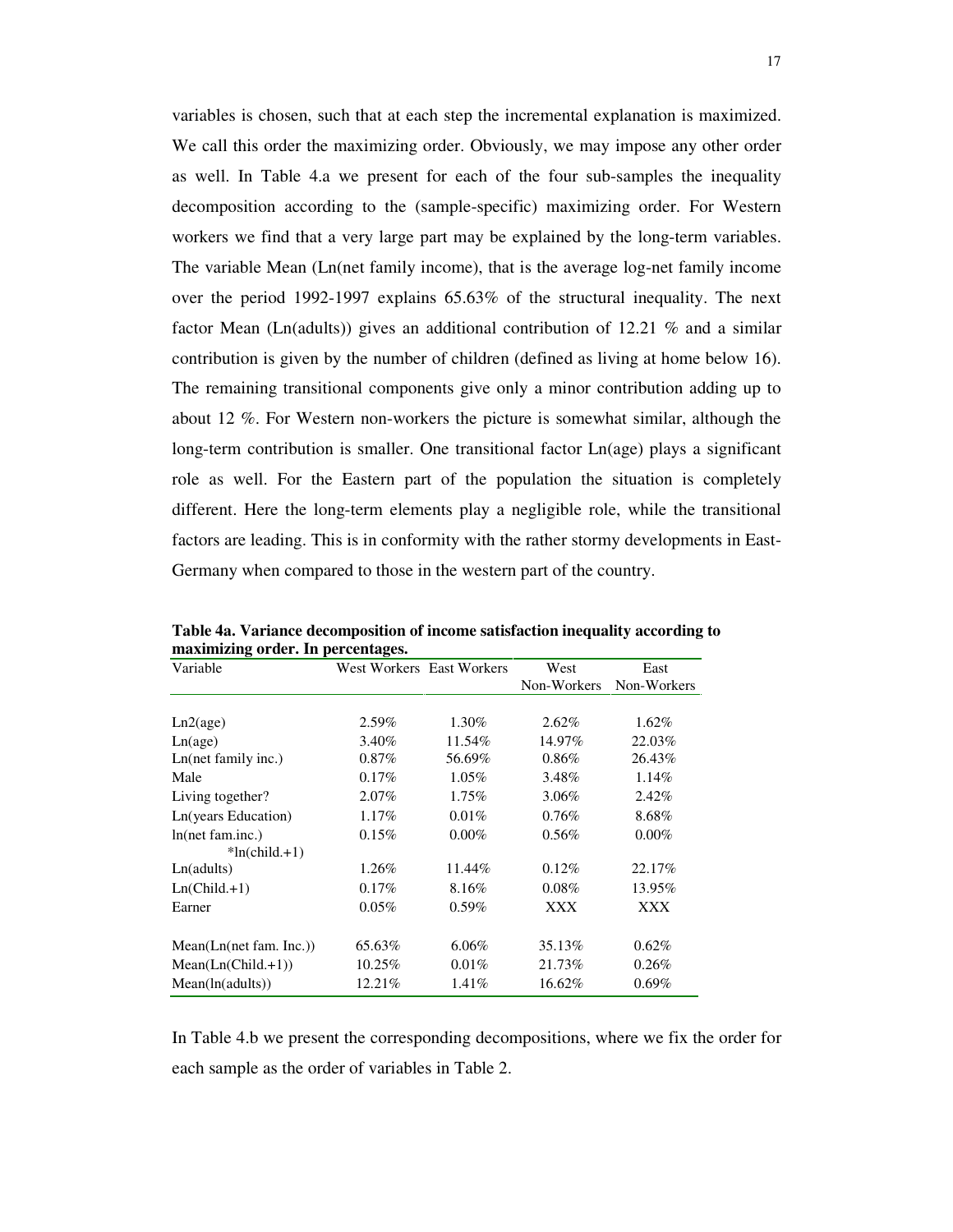variables is chosen, such that at each step the incremental explanation is maximized. We call this order the maximizing order. Obviously, we may impose any other order as well. In Table 4.a we present for each of the four sub-samples the inequality decomposition according to the (sample-specific) maximizing order. For Western workers we find that a very large part may be explained by the long-term variables. The variable Mean (Ln(net family income), that is the average log-net family income over the period 1992-1997 explains 65.63% of the structural inequality. The next factor Mean (Ln(adults)) gives an additional contribution of 12.21 % and a similar contribution is given by the number of children (defined as living at home below 16). The remaining transitional components give only a minor contribution adding up to about 12 %. For Western non-workers the picture is somewhat similar, although the long-term contribution is smaller. One transitional factor Ln(age) plays a significant role as well. For the Eastern part of the population the situation is completely different. Here the long-term elements play a negligible role, while the transitional factors are leading. This is in conformity with the rather stormy developments in East-Germany when compared to those in the western part of the country.

**Table 4a. Variance decomposition of income satisfaction inequality according to maximizing order. In percentages.**

| Variable | West Workers | East Workers | West Non-Workers | East Non-Workers |
|---|---|---|---|---|
| Ln2(age) | 2.59% | 1.30% | 2.62% | 1.62% |
| Ln(age) | 3.40% | 11.54% | 14.97% | 22.03% |
| Ln(net family inc.) | 0.87% | 56.69% | 0.86% | 26.43% |
| Male | 0.17% | 1.05% | 3.48% | 1.14% |
| Living together? | 2.07% | 1.75% | 3.06% | 2.42% |
| Ln(years Education) | 1.17% | 0.01% | 0.76% | 8.68% |
| ln(net fam.inc.) *ln(child.+1) | 0.15% | 0.00% | 0.56% | 0.00% |
| Ln(adults) | 1.26% | 11.44% | 0.12% | 22.17% |
| Ln(Child.+1) | 0.17% | 8.16% | 0.08% | 13.95% |
| Earner | 0.05% | 0.59% | XXX | XXX |
| Mean(Ln(net fam. Inc.)) | 65.63% | 6.06% | 35.13% | 0.62% |
| Mean(Ln(Child.+1)) | 10.25% | 0.01% | 21.73% | 0.26% |
| Mean(ln(adults)) | 12.21% | 1.41% | 16.62% | 0.69% |

In Table 4.b we present the corresponding decompositions, where we fix the order for each sample as the order of variables in Table 2.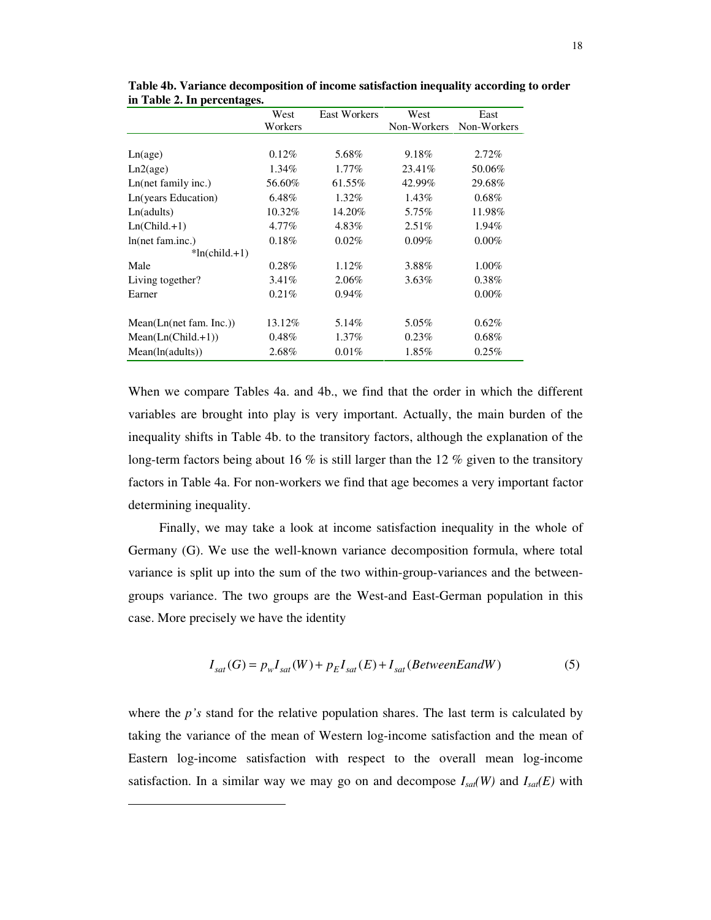**Table 4b. Variance decomposition of income satisfaction inequality according to order in Table 2. In percentages.**

| | West Workers | East Workers | West Non-Workers | East Non-Workers |
|---|---|---|---|---|
| Ln(age) | 0.12% | 5.68% | 9.18% | 2.72% |
| Ln2(age) | 1.34% | 1.77% | 23.41% | 50.06% |
| Ln(net family inc.) | 56.60% | 61.55% | 42.99% | 29.68% |
| Ln(years Education) | 6.48% | 1.32% | 1.43% | 0.68% |
| Ln(adults) | 10.32% | 14.20% | 5.75% | 11.98% |
| Ln(Child.+1) | 4.77% | 4.83% | 2.51% | 1.94% |
| ln(net fam.inc.) *ln(child.+1) | 0.18% | 0.02% | 0.09% | 0.00% |
| Male | 0.28% | 1.12% | 3.88% | 1.00% |
| Living together? | 3.41% | 2.06% | 3.63% | 0.38% |
| Earner | 0.21% | 0.94% | | 0.00% |
| Mean(Ln(net fam. Inc.)) | 13.12% | 5.14% | 5.05% | 0.62% |
| Mean(Ln(Child.+1)) | 0.48% | 1.37% | 0.23% | 0.68% |
| Mean(ln(adults)) | 2.68% | 0.01% | 1.85% | 0.25% |

When we compare Tables 4a. and 4b., we find that the order in which the different variables are brought into play is very important. Actually, the main burden of the inequality shifts in Table 4b. to the transitory factors, although the explanation of the long-term factors being about 16 % is still larger than the 12 % given to the transitory factors in Table 4a. For non-workers we find that age becomes a very important factor determining inequality.

Finally, we may take a look at income satisfaction inequality in the whole of Germany (G). We use the well-known variance decomposition formula, where total variance is split up into the sum of the two within-group-variances and the between-groups variance. The two groups are the West-and East-German population in this case. More precisely we have the identity

$$I_{sat}(G) = p_w I_{sat}(W) + p_E I_{sat}(E) + I_{sat}(BetweenEandW) \tag{5}$$

where the *p's* stand for the relative population shares. The last term is calculated by taking the variance of the mean of Western log-income satisfaction and the mean of Eastern log-income satisfaction with respect to the overall mean log-income satisfaction. In a similar way we may go on and decompose $I_{sat}(W)$ and $I_{sat}(E)$ with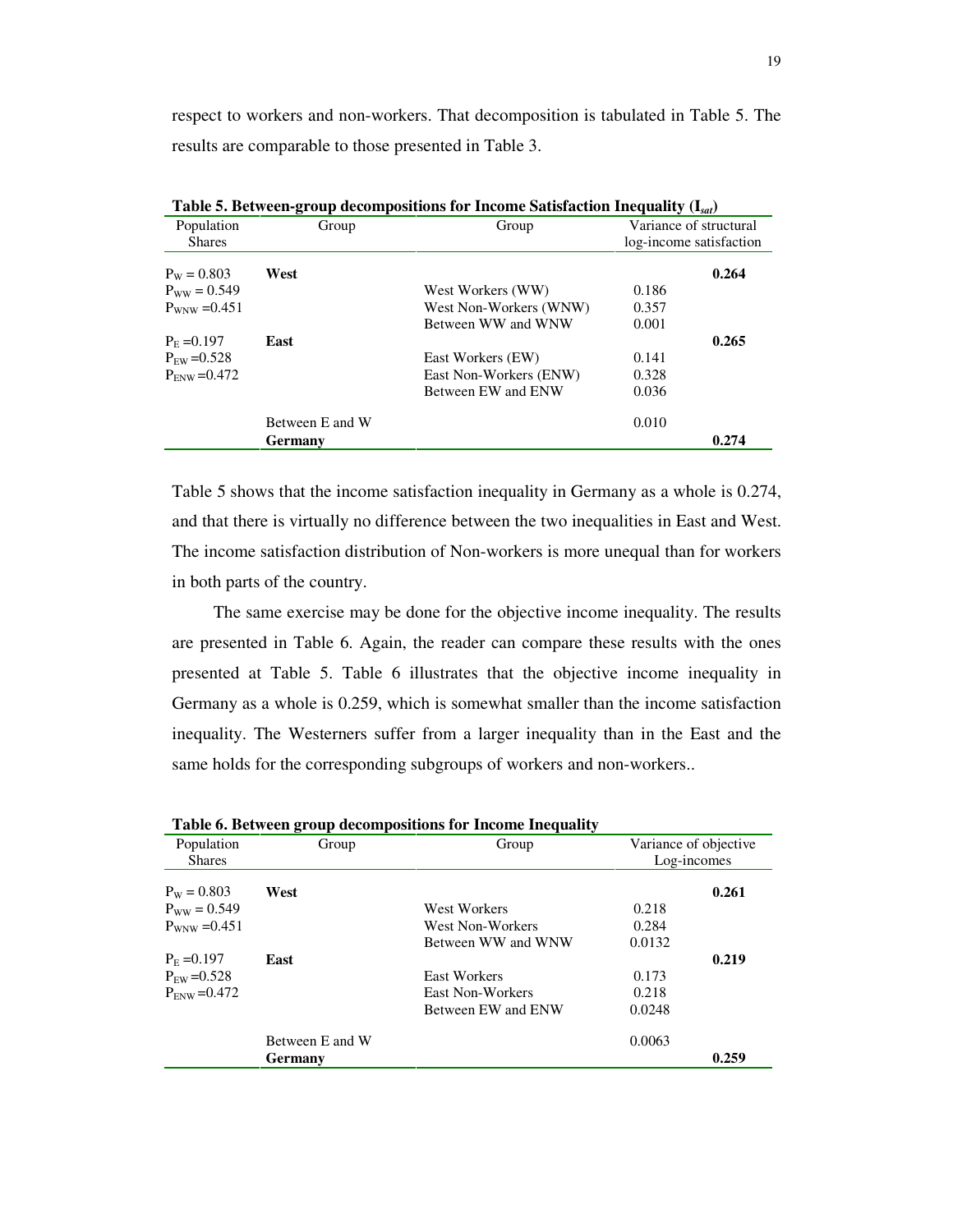respect to workers and non-workers. That decomposition is tabulated in Table 5. The results are comparable to those presented in Table 3.

**Table 5. Between-group decompositions for Income Satisfaction Inequality ($I_{sat}$)**

| Population Shares | Group | Group | Variance of structural log-income satisfaction | |
|---|---|---|---|---|
| $P_W = 0.803$ | **West** | | | **0.264** |
| $P_{WW} = 0.549$ | | West Workers (WW) | 0.186 | |
| $P_{WNW} = 0.451$ | | West Non-Workers (WNW) | 0.357 | |
| | | Between WW and WNW | 0.001 | |
| $P_E = 0.197$ | **East** | | | **0.265** |
| $P_{EW} = 0.528$ | | East Workers (EW) | 0.141 | |
| $P_{ENW} = 0.472$ | | East Non-Workers (ENW) | 0.328 | |
| | | Between EW and ENW | 0.036 | |
| | Between E and W | | 0.010 | |
| | **Germany** | | | **0.274** |

Table 5 shows that the income satisfaction inequality in Germany as a whole is 0.274, and that there is virtually no difference between the two inequalities in East and West. The income satisfaction distribution of Non-workers is more unequal than for workers in both parts of the country.

The same exercise may be done for the objective income inequality. The results are presented in Table 6. Again, the reader can compare these results with the ones presented at Table 5. Table 6 illustrates that the objective income inequality in Germany as a whole is 0.259, which is somewhat smaller than the income satisfaction inequality. The Westerners suffer from a larger inequality than in the East and the same holds for the corresponding subgroups of workers and non-workers..

**Table 6. Between group decompositions for Income Inequality**

| Population Shares | Group | Group | Variance of objective Log-incomes | |
|---|---|---|---|---|
| $P_W = 0.803$ | **West** | | | **0.261** |
| $P_{WW} = 0.549$ | | West Workers | 0.218 | |
| $P_{WNW} = 0.451$ | | West Non-Workers | 0.284 | |
| | | Between WW and WNW | 0.0132 | |
| $P_E = 0.197$ | **East** | | | **0.219** |
| $P_{EW} = 0.528$ | | East Workers | 0.173 | |
| $P_{ENW} = 0.472$ | | East Non-Workers | 0.218 | |
| | | Between EW and ENW | 0.0248 | |
| | Between E and W | | 0.0063 | |
| | **Germany** | | | **0.259** |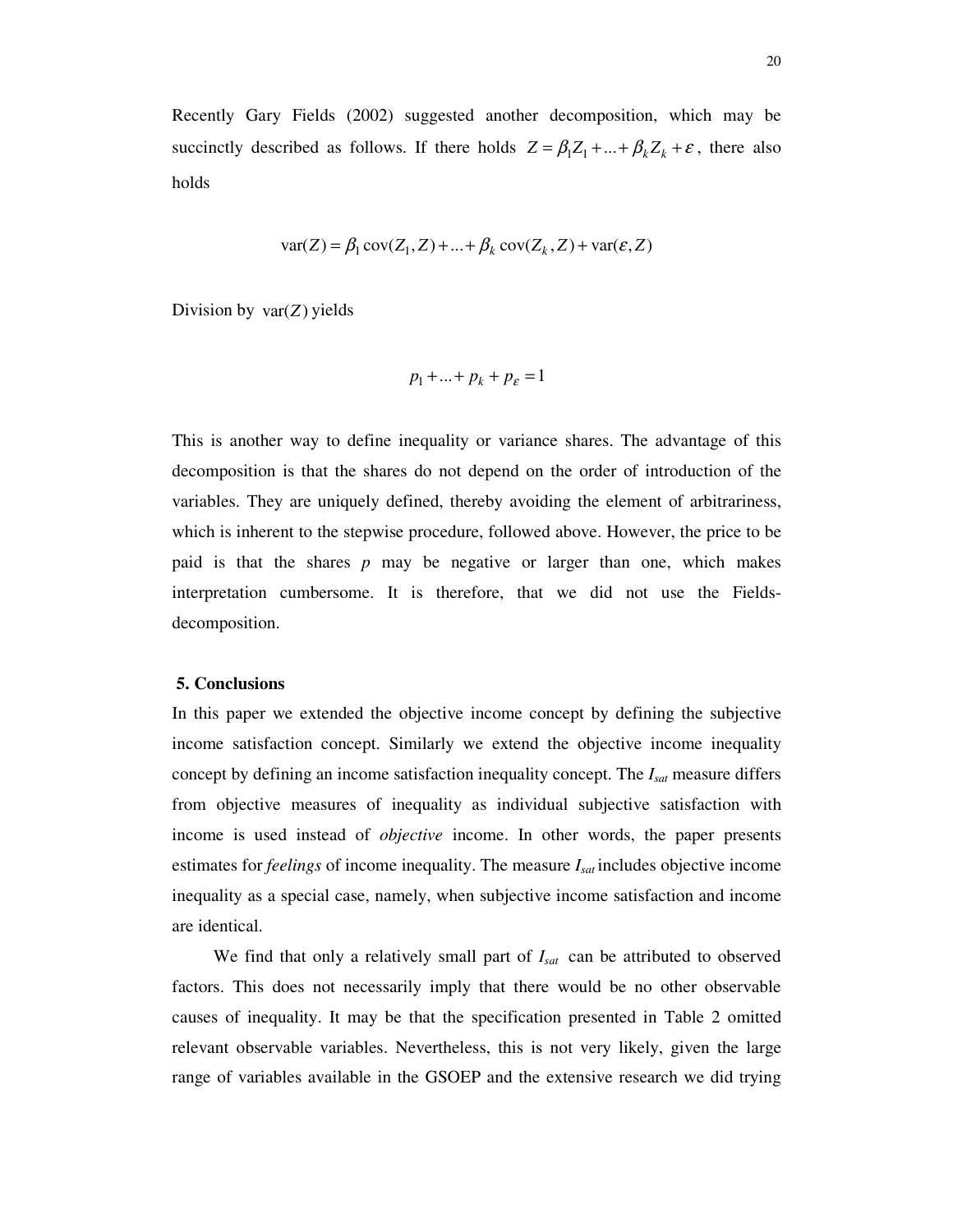Recently Gary Fields (2002) suggested another decomposition, which may be succinctly described as follows. If there holds $Z = \beta_1 Z_1 + ... + \beta_k Z_k + \varepsilon$, there also holds

$$\mathrm{var}(Z) = \beta_1 \,\mathrm{cov}(Z_1, Z) + ... + \beta_k \,\mathrm{cov}(Z_k, Z) + \mathrm{var}(\varepsilon, Z)$$

Division by $\mathrm{var}(Z)$ yields

$$p_1 + ... + p_k + p_\varepsilon = 1$$

This is another way to define inequality or variance shares. The advantage of this decomposition is that the shares do not depend on the order of introduction of the variables. They are uniquely defined, thereby avoiding the element of arbitrariness, which is inherent to the stepwise procedure, followed above. However, the price to be paid is that the shares $p$ may be negative or larger than one, which makes interpretation cumbersome. It is therefore, that we did not use the Fields-decomposition.

## 5. Conclusions

In this paper we extended the objective income concept by defining the subjective income satisfaction concept. Similarly we extend the objective income inequality concept by defining an income satisfaction inequality concept. The $I_{sat}$ measure differs from objective measures of inequality as individual subjective satisfaction with income is used instead of *objective* income. In other words, the paper presents estimates for *feelings* of income inequality. The measure $I_{sat}$ includes objective income inequality as a special case, namely, when subjective income satisfaction and income are identical.

We find that only a relatively small part of $I_{sat}$ can be attributed to observed factors. This does not necessarily imply that there would be no other observable causes of inequality. It may be that the specification presented in Table 2 omitted relevant observable variables. Nevertheless, this is not very likely, given the large range of variables available in the GSOEP and the extensive research we did trying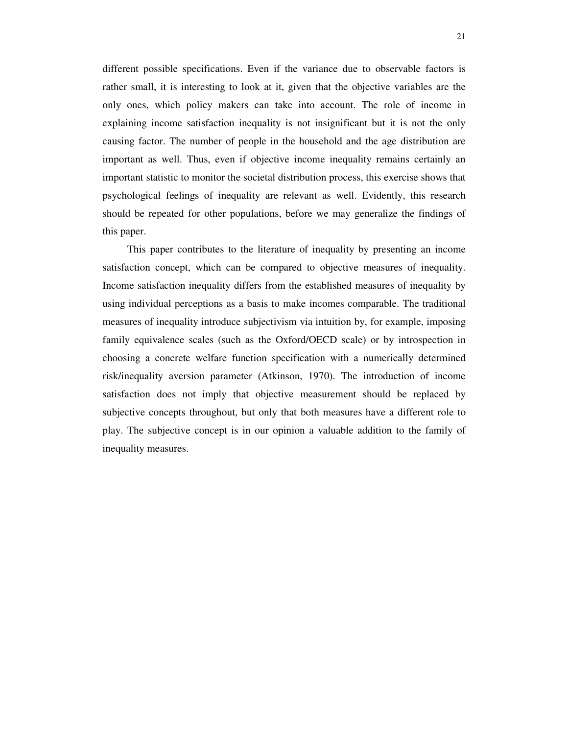different possible specifications. Even if the variance due to observable factors is rather small, it is interesting to look at it, given that the objective variables are the only ones, which policy makers can take into account. The role of income in explaining income satisfaction inequality is not insignificant but it is not the only causing factor. The number of people in the household and the age distribution are important as well. Thus, even if objective income inequality remains certainly an important statistic to monitor the societal distribution process, this exercise shows that psychological feelings of inequality are relevant as well. Evidently, this research should be repeated for other populations, before we may generalize the findings of this paper.

This paper contributes to the literature of inequality by presenting an income satisfaction concept, which can be compared to objective measures of inequality. Income satisfaction inequality differs from the established measures of inequality by using individual perceptions as a basis to make incomes comparable. The traditional measures of inequality introduce subjectivism via intuition by, for example, imposing family equivalence scales (such as the Oxford/OECD scale) or by introspection in choosing a concrete welfare function specification with a numerically determined risk/inequality aversion parameter (Atkinson, 1970). The introduction of income satisfaction does not imply that objective measurement should be replaced by subjective concepts throughout, but only that both measures have a different role to play. The subjective concept is in our opinion a valuable addition to the family of inequality measures.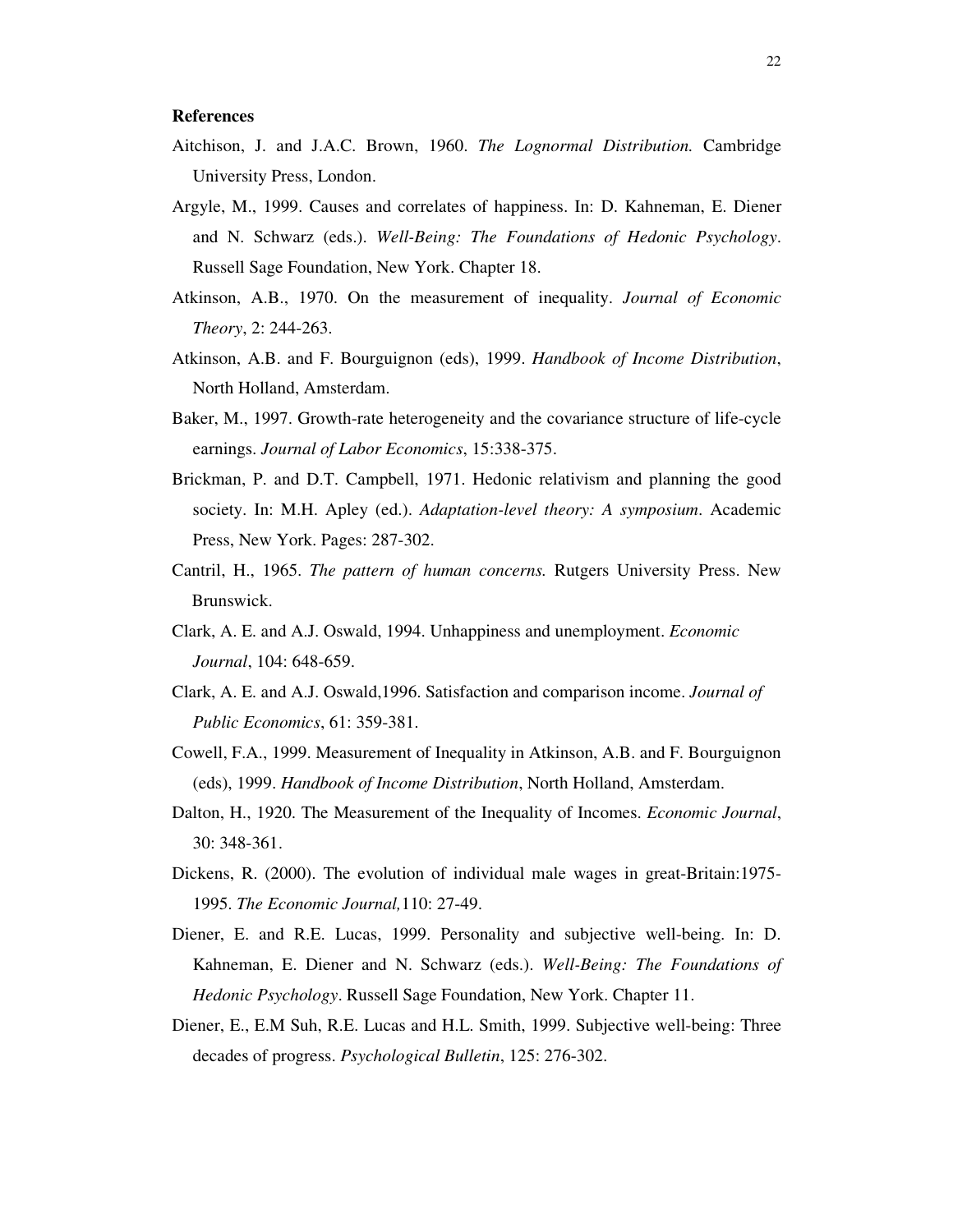**References**

Aitchison, J. and J.A.C. Brown, 1960. *The Lognormal Distribution.* Cambridge University Press, London.

Argyle, M., 1999. Causes and correlates of happiness. In: D. Kahneman, E. Diener and N. Schwarz (eds.). *Well-Being: The Foundations of Hedonic Psychology*. Russell Sage Foundation, New York. Chapter 18.

Atkinson, A.B., 1970. On the measurement of inequality. *Journal of Economic Theory*, 2: 244-263.

Atkinson, A.B. and F. Bourguignon (eds), 1999. *Handbook of Income Distribution*, North Holland, Amsterdam.

Baker, M., 1997. Growth-rate heterogeneity and the covariance structure of life-cycle earnings. *Journal of Labor Economics*, 15:338-375.

Brickman, P. and D.T. Campbell, 1971. Hedonic relativism and planning the good society. In: M.H. Apley (ed.). *Adaptation-level theory: A symposium*. Academic Press, New York. Pages: 287-302.

Cantril, H., 1965. *The pattern of human concerns.* Rutgers University Press. New Brunswick.

Clark, A. E. and A.J. Oswald, 1994. Unhappiness and unemployment. *Economic Journal*, 104: 648-659.

Clark, A. E. and A.J. Oswald,1996. Satisfaction and comparison income. *Journal of Public Economics*, 61: 359-381.

Cowell, F.A., 1999. Measurement of Inequality in Atkinson, A.B. and F. Bourguignon (eds), 1999. *Handbook of Income Distribution*, North Holland, Amsterdam.

Dalton, H., 1920. The Measurement of the Inequality of Incomes. *Economic Journal*, 30: 348-361.

Dickens, R. (2000). The evolution of individual male wages in great-Britain:1975-1995. *The Economic Journal,*110: 27-49.

Diener, E. and R.E. Lucas, 1999. Personality and subjective well-being. In: D. Kahneman, E. Diener and N. Schwarz (eds.). *Well-Being: The Foundations of Hedonic Psychology*. Russell Sage Foundation, New York. Chapter 11.

Diener, E., E.M Suh, R.E. Lucas and H.L. Smith, 1999. Subjective well-being: Three decades of progress. *Psychological Bulletin*, 125: 276-302.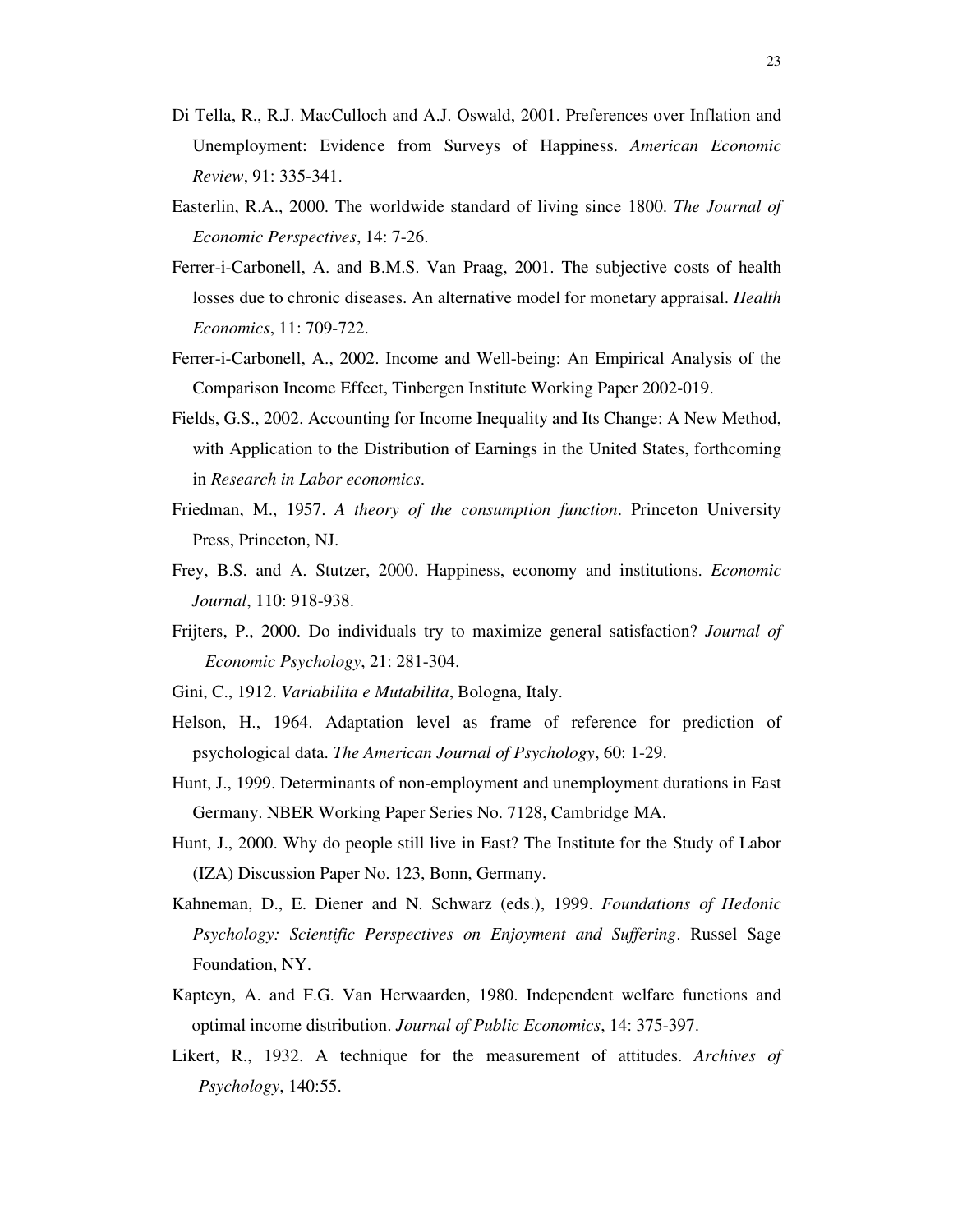Di Tella, R., R.J. MacCulloch and A.J. Oswald, 2001. Preferences over Inflation and Unemployment: Evidence from Surveys of Happiness. *American Economic Review*, 91: 335-341.

Easterlin, R.A., 2000. The worldwide standard of living since 1800. *The Journal of Economic Perspectives*, 14: 7-26.

Ferrer-i-Carbonell, A. and B.M.S. Van Praag, 2001. The subjective costs of health losses due to chronic diseases. An alternative model for monetary appraisal. *Health Economics*, 11: 709-722.

Ferrer-i-Carbonell, A., 2002. Income and Well-being: An Empirical Analysis of the Comparison Income Effect, Tinbergen Institute Working Paper 2002-019.

Fields, G.S., 2002. Accounting for Income Inequality and Its Change: A New Method, with Application to the Distribution of Earnings in the United States, forthcoming in *Research in Labor economics*.

Friedman, M., 1957. *A theory of the consumption function*. Princeton University Press, Princeton, NJ.

Frey, B.S. and A. Stutzer, 2000. Happiness, economy and institutions. *Economic Journal*, 110: 918-938.

Frijters, P., 2000. Do individuals try to maximize general satisfaction? *Journal of Economic Psychology*, 21: 281-304.

Gini, C., 1912. *Variabilita e Mutabilita*, Bologna, Italy.

Helson, H., 1964. Adaptation level as frame of reference for prediction of psychological data. *The American Journal of Psychology*, 60: 1-29.

Hunt, J., 1999. Determinants of non-employment and unemployment durations in East Germany. NBER Working Paper Series No. 7128, Cambridge MA.

Hunt, J., 2000. Why do people still live in East? The Institute for the Study of Labor (IZA) Discussion Paper No. 123, Bonn, Germany.

Kahneman, D., E. Diener and N. Schwarz (eds.), 1999. *Foundations of Hedonic Psychology: Scientific Perspectives on Enjoyment and Suffering*. Russel Sage Foundation, NY.

Kapteyn, A. and F.G. Van Herwaarden, 1980. Independent welfare functions and optimal income distribution. *Journal of Public Economics*, 14: 375-397.

Likert, R., 1932. A technique for the measurement of attitudes. *Archives of Psychology*, 140:55.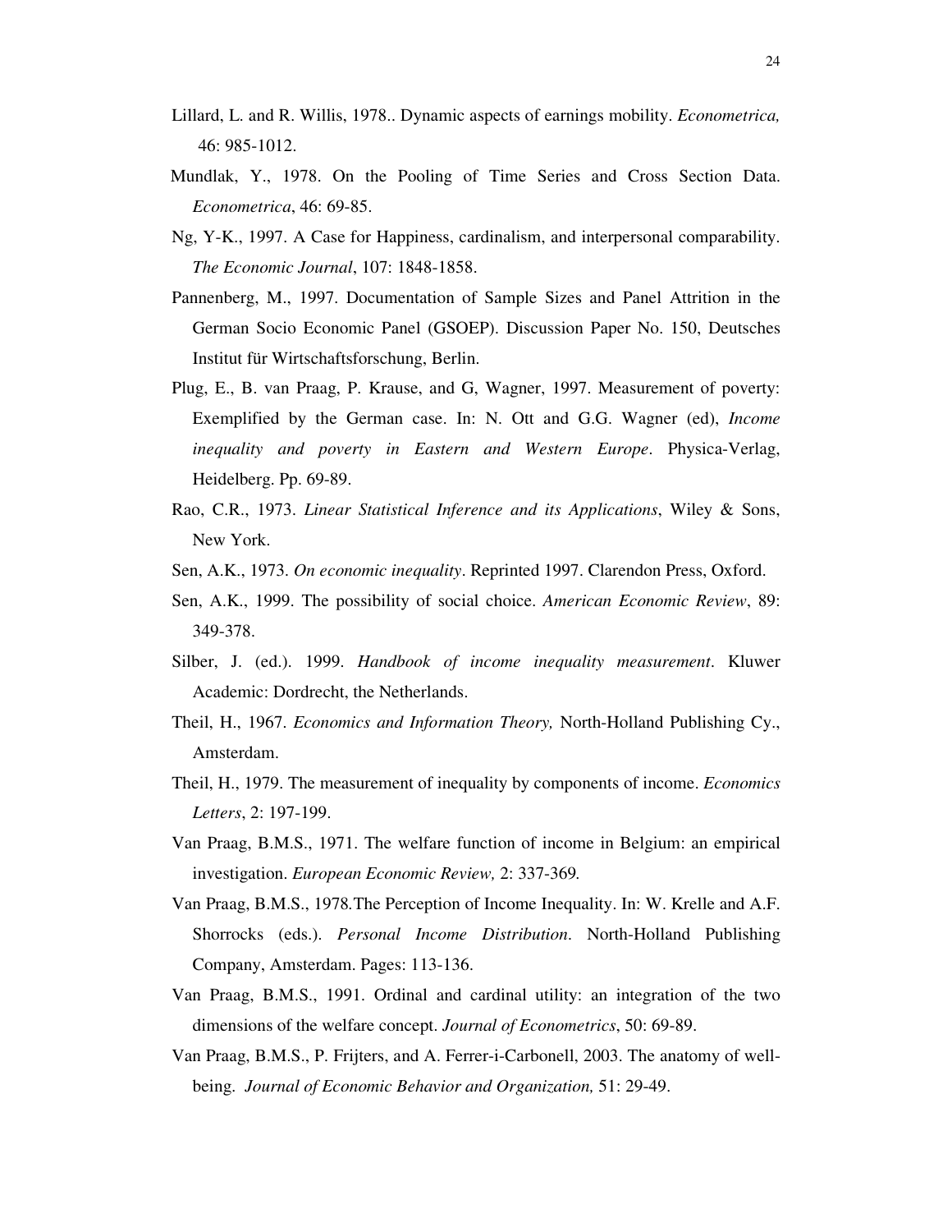Lillard, L. and R. Willis, 1978.. Dynamic aspects of earnings mobility. *Econometrica,* 46: 985-1012.

Mundlak, Y., 1978. On the Pooling of Time Series and Cross Section Data. *Econometrica*, 46: 69-85.

Ng, Y-K., 1997. A Case for Happiness, cardinalism, and interpersonal comparability. *The Economic Journal*, 107: 1848-1858.

Pannenberg, M., 1997. Documentation of Sample Sizes and Panel Attrition in the German Socio Economic Panel (GSOEP). Discussion Paper No. 150, Deutsches Institut für Wirtschaftsforschung, Berlin.

Plug, E., B. van Praag, P. Krause, and G, Wagner, 1997. Measurement of poverty: Exemplified by the German case. In: N. Ott and G.G. Wagner (ed), *Income inequality and poverty in Eastern and Western Europe*. Physica-Verlag, Heidelberg. Pp. 69-89.

Rao, C.R., 1973. *Linear Statistical Inference and its Applications*, Wiley & Sons, New York.

Sen, A.K., 1973. *On economic inequality*. Reprinted 1997. Clarendon Press, Oxford.

Sen, A.K., 1999. The possibility of social choice. *American Economic Review*, 89: 349-378.

Silber, J. (ed.). 1999. *Handbook of income inequality measurement*. Kluwer Academic: Dordrecht, the Netherlands.

Theil, H., 1967. *Economics and Information Theory,* North-Holland Publishing Cy., Amsterdam.

Theil, H., 1979. The measurement of inequality by components of income. *Economics Letters*, 2: 197-199.

Van Praag, B.M.S., 1971. The welfare function of income in Belgium: an empirical investigation. *European Economic Review,* 2: 337-369*.*

Van Praag, B.M.S., 1978.The Perception of Income Inequality. In: W. Krelle and A.F. Shorrocks (eds.). *Personal Income Distribution*. North-Holland Publishing Company, Amsterdam. Pages: 113-136.

Van Praag, B.M.S., 1991. Ordinal and cardinal utility: an integration of the two dimensions of the welfare concept. *Journal of Econometrics*, 50: 69-89.

Van Praag, B.M.S., P. Frijters, and A. Ferrer-i-Carbonell, 2003. The anatomy of well-being. *Journal of Economic Behavior and Organization,* 51: 29-49.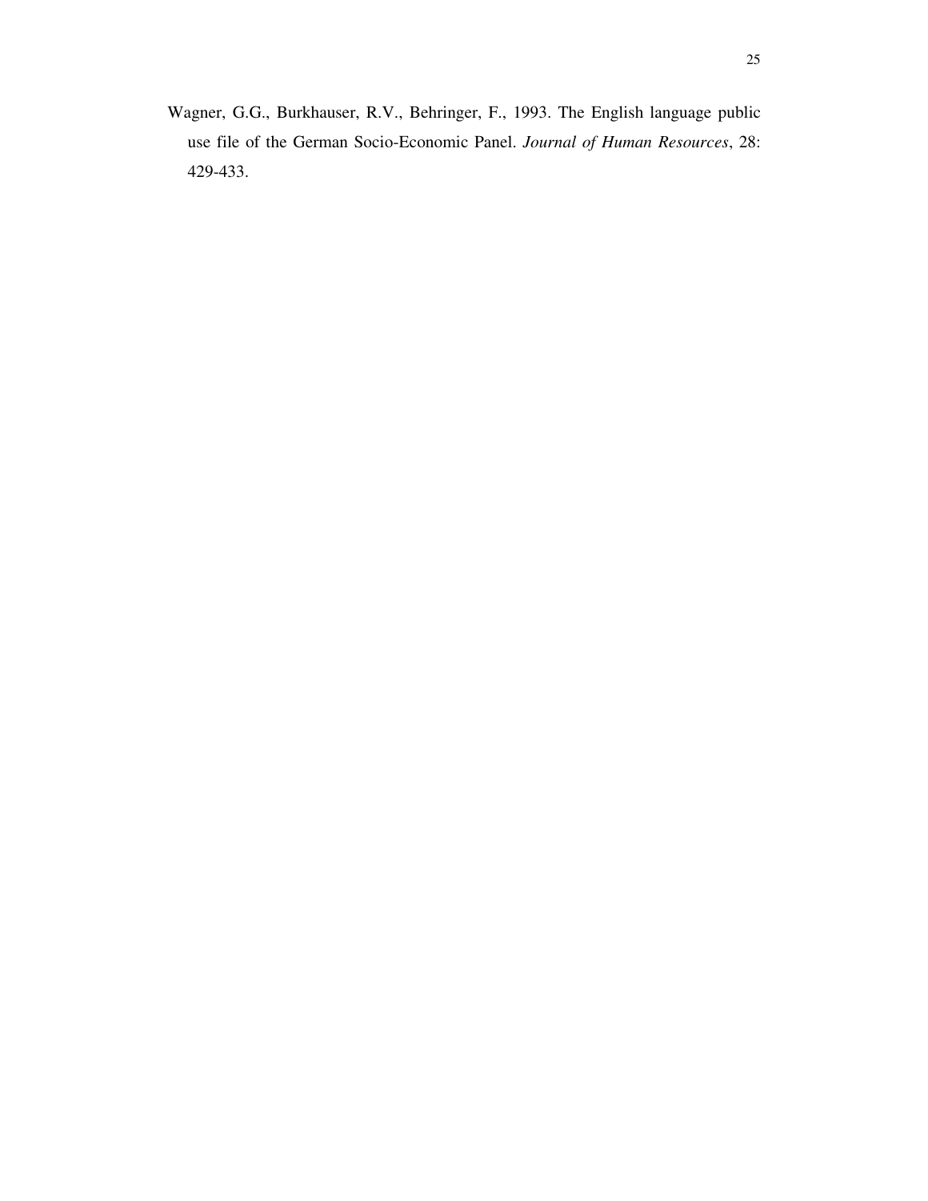Wagner, G.G., Burkhauser, R.V., Behringer, F., 1993. The English language public use file of the German Socio-Economic Panel. *Journal of Human Resources*, 28: 429-433.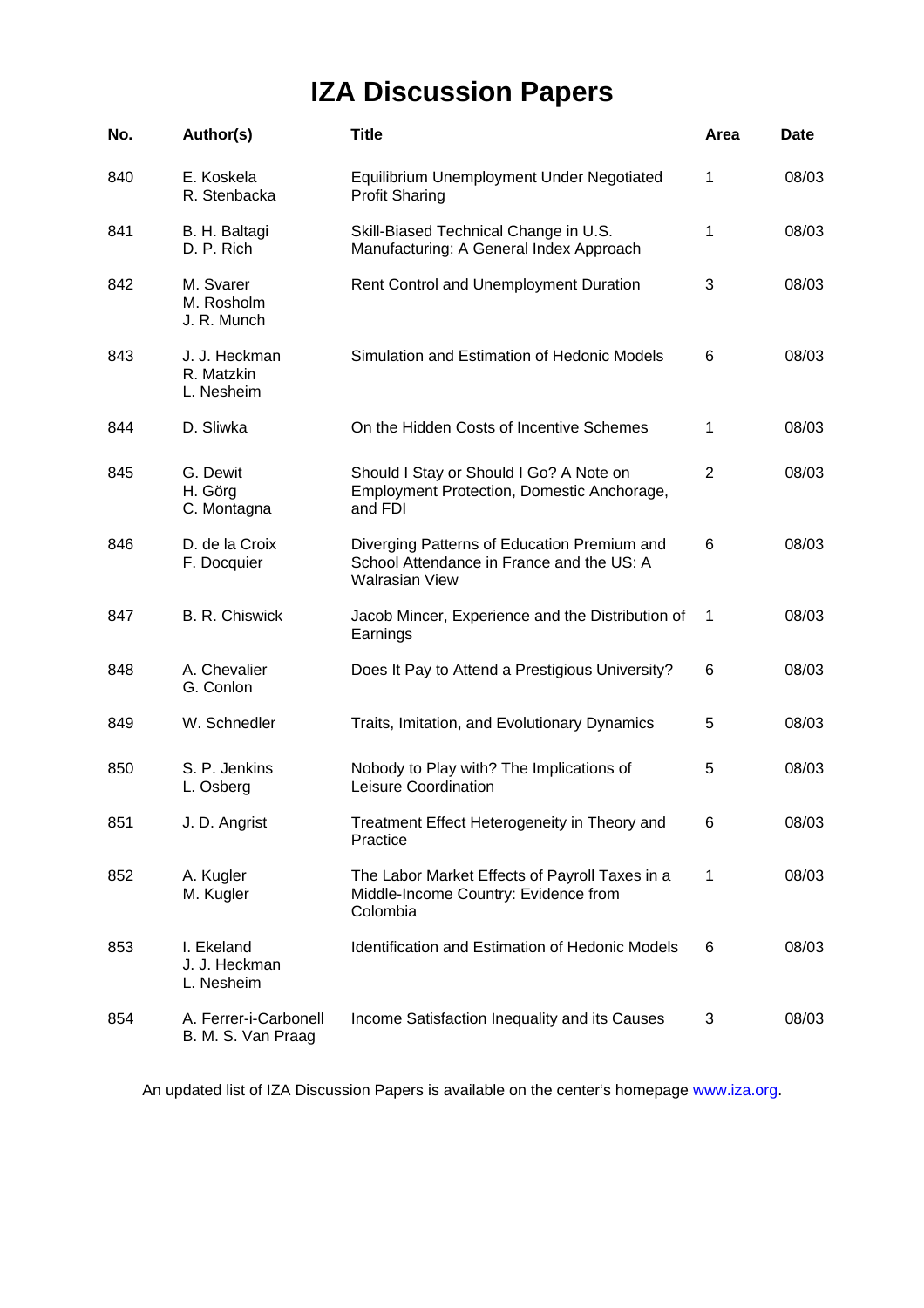# IZA Discussion Papers

| No. | Author(s) | Title | Area | Date |
|---|---|---|---|---|
| 840 | E. Koskela<br>R. Stenbacka | Equilibrium Unemployment Under Negotiated Profit Sharing | 1 | 08/03 |
| 841 | B. H. Baltagi<br>D. P. Rich | Skill-Biased Technical Change in U.S. Manufacturing: A General Index Approach | 1 | 08/03 |
| 842 | M. Svarer<br>M. Rosholm<br>J. R. Munch | Rent Control and Unemployment Duration | 3 | 08/03 |
| 843 | J. J. Heckman<br>R. Matzkin<br>L. Nesheim | Simulation and Estimation of Hedonic Models | 6 | 08/03 |
| 844 | D. Sliwka | On the Hidden Costs of Incentive Schemes | 1 | 08/03 |
| 845 | G. Dewit<br>H. Görg<br>C. Montagna | Should I Stay or Should I Go? A Note on Employment Protection, Domestic Anchorage, and FDI | 2 | 08/03 |
| 846 | D. de la Croix<br>F. Docquier | Diverging Patterns of Education Premium and School Attendance in France and the US: A Walrasian View | 6 | 08/03 |
| 847 | B. R. Chiswick | Jacob Mincer, Experience and the Distribution of Earnings | 1 | 08/03 |
| 848 | A. Chevalier<br>G. Conlon | Does It Pay to Attend a Prestigious University? | 6 | 08/03 |
| 849 | W. Schnedler | Traits, Imitation, and Evolutionary Dynamics | 5 | 08/03 |
| 850 | S. P. Jenkins<br>L. Osberg | Nobody to Play with? The Implications of Leisure Coordination | 5 | 08/03 |
| 851 | J. D. Angrist | Treatment Effect Heterogeneity in Theory and Practice | 6 | 08/03 |
| 852 | A. Kugler<br>M. Kugler | The Labor Market Effects of Payroll Taxes in a Middle-Income Country: Evidence from Colombia | 1 | 08/03 |
| 853 | I. Ekeland<br>J. J. Heckman<br>L. Nesheim | Identification and Estimation of Hedonic Models | 6 | 08/03 |
| 854 | A. Ferrer-i-Carbonell<br>B. M. S. Van Praag | Income Satisfaction Inequality and its Causes | 3 | 08/03 |

An updated list of IZA Discussion Papers is available on the center's homepage www.iza.org.